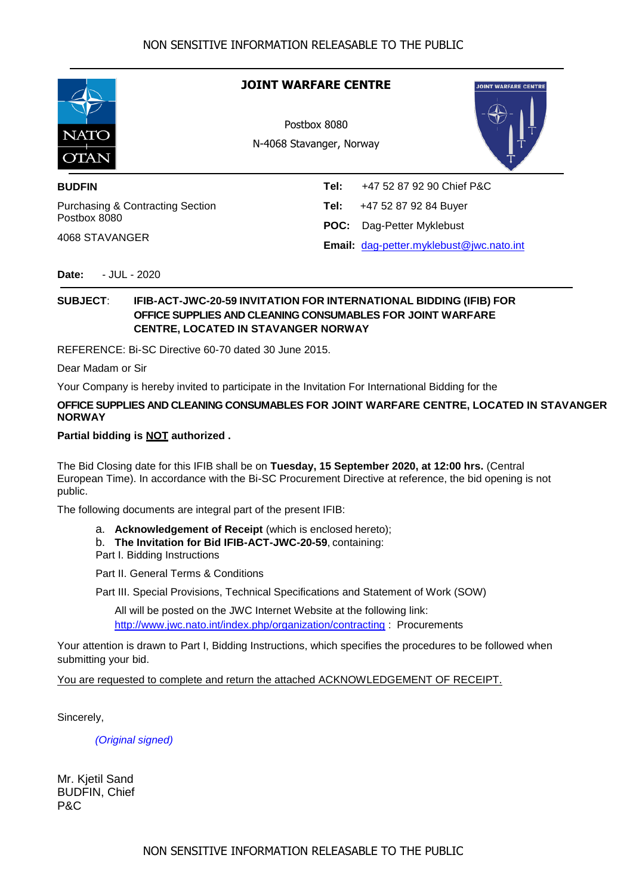NON SENSITIVE INFORMATION RELEASABLE TO THE PUBLIC

**JOINT WARFARE CENTRE**

Postbox 8080
N-4068 Stavanger, Norway

**BUDFIN**

Purchasing & Contracting Section
Postbox 8080

4068 STAVANGER

**Tel:** +47 52 87 92 90 Chief P&C

**Tel:** +47 52 87 92 84 Buyer

**POC:** Dag-Petter Myklebust

**Email:** dag-petter.myklebust@jwc.nato.int

**Date:** - JUL - 2020

**SUBJECT**: **IFIB-ACT-JWC-20-59 INVITATION FOR INTERNATIONAL BIDDING (IFIB) FOR OFFICE SUPPLIES AND CLEANING CONSUMABLES FOR JOINT WARFARE CENTRE, LOCATED IN STAVANGER NORWAY**

REFERENCE: Bi-SC Directive 60-70 dated 30 June 2015.

Dear Madam or Sir

Your Company is hereby invited to participate in the Invitation For International Bidding for the

**OFFICE SUPPLIES AND CLEANING CONSUMABLES FOR JOINT WARFARE CENTRE, LOCATED IN STAVANGER NORWAY**

**Partial bidding is NOT authorized .**

The Bid Closing date for this IFIB shall be on **Tuesday, 15 September 2020, at 12:00 hrs.** (Central European Time). In accordance with the Bi-SC Procurement Directive at reference, the bid opening is not public.

The following documents are integral part of the present IFIB:

a. **Acknowledgement of Receipt** (which is enclosed hereto);
b. **The Invitation for Bid IFIB-ACT-JWC-20-59**, containing:

Part I. Bidding Instructions

Part II. General Terms & Conditions

Part III. Special Provisions, Technical Specifications and Statement of Work (SOW)

All will be posted on the JWC Internet Website at the following link: http://www.jwc.nato.int/index.php/organization/contracting : Procurements

Your attention is drawn to Part I, Bidding Instructions, which specifies the procedures to be followed when submitting your bid.

You are requested to complete and return the attached ACKNOWLEDGEMENT OF RECEIPT.

Sincerely,

*(Original signed)*

Mr. Kjetil Sand
BUDFIN, Chief
P&C

NON SENSITIVE INFORMATION RELEASABLE TO THE PUBLIC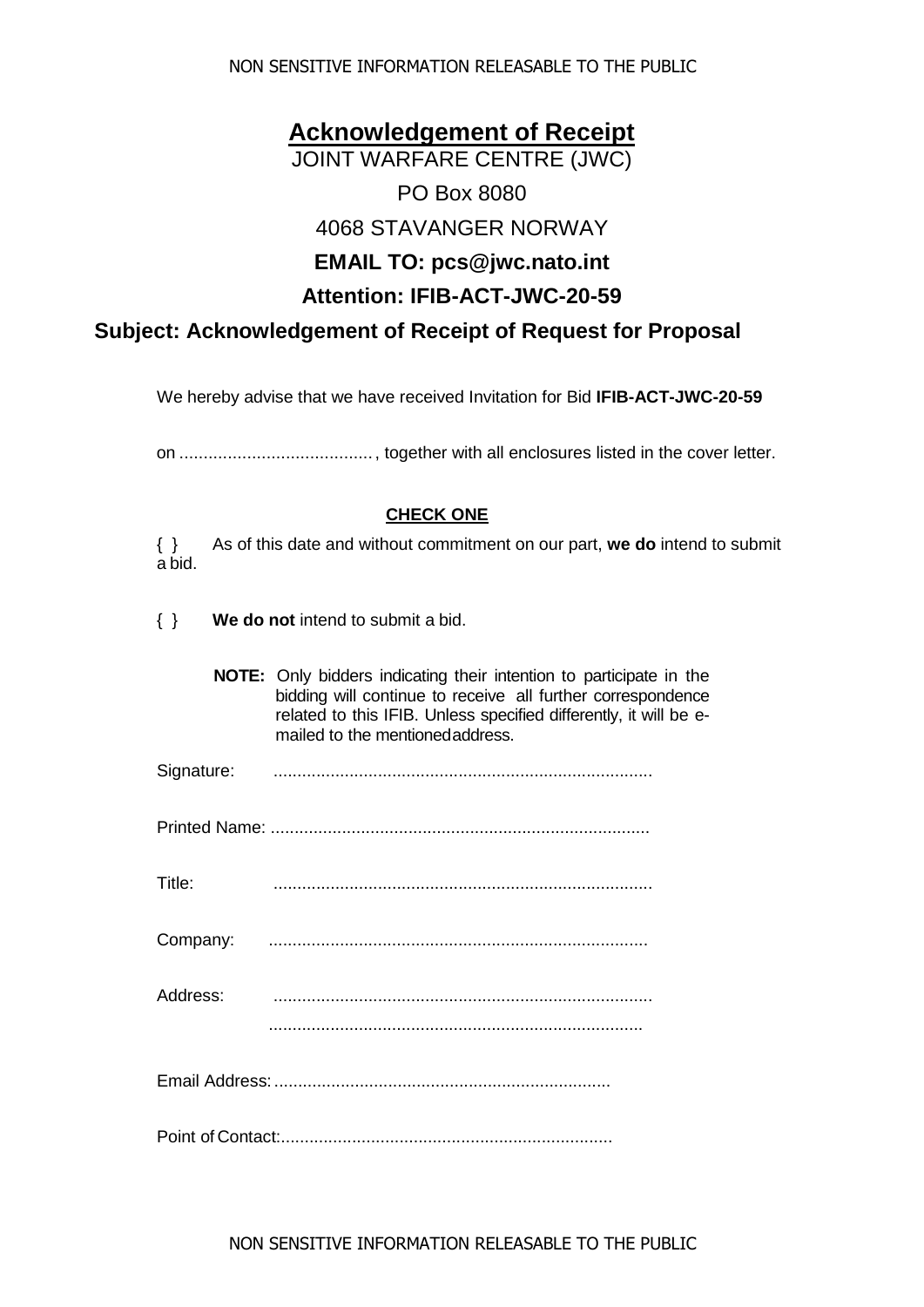# Acknowledgement of Receipt

JOINT WARFARE CENTRE (JWC)

PO Box 8080

4068 STAVANGER NORWAY

**EMAIL TO: pcs@jwc.nato.int**

**Attention: IFIB-ACT-JWC-20-59**

## Subject: Acknowledgement of Receipt of Request for Proposal

We hereby advise that we have received Invitation for Bid **IFIB-ACT-JWC-20-59**

on ........................................, together with all enclosures listed in the cover letter.

**CHECK ONE**

{ } As of this date and without commitment on our part, **we do** intend to submit a bid.

{ } **We do not** intend to submit a bid.

**NOTE:** Only bidders indicating their intention to participate in the bidding will continue to receive all further correspondence related to this IFIB. Unless specified differently, it will be e-mailed to the mentioned address.

Signature: ...............................................................................

Printed Name: ...............................................................................

Title: ...............................................................................

Company: ...............................................................................

Address: ...............................................................................

...............................................................................

Email Address: .......................................................................

Point of Contact: .....................................................................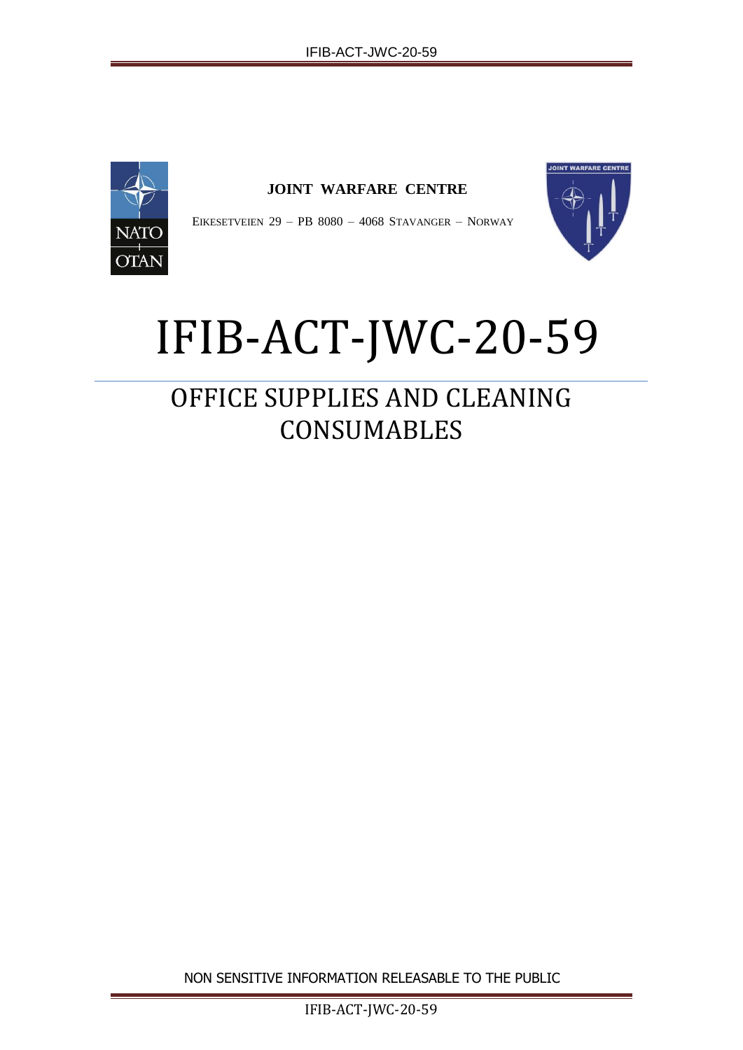**JOINT WARFARE CENTRE**

EIKESETVEIEN 29 – PB 8080 – 4068 STAVANGER – NORWAY

# IFIB-ACT-JWC-20-59

## OFFICE SUPPLIES AND CLEANING CONSUMABLES

NON SENSITIVE INFORMATION RELEASABLE TO THE PUBLIC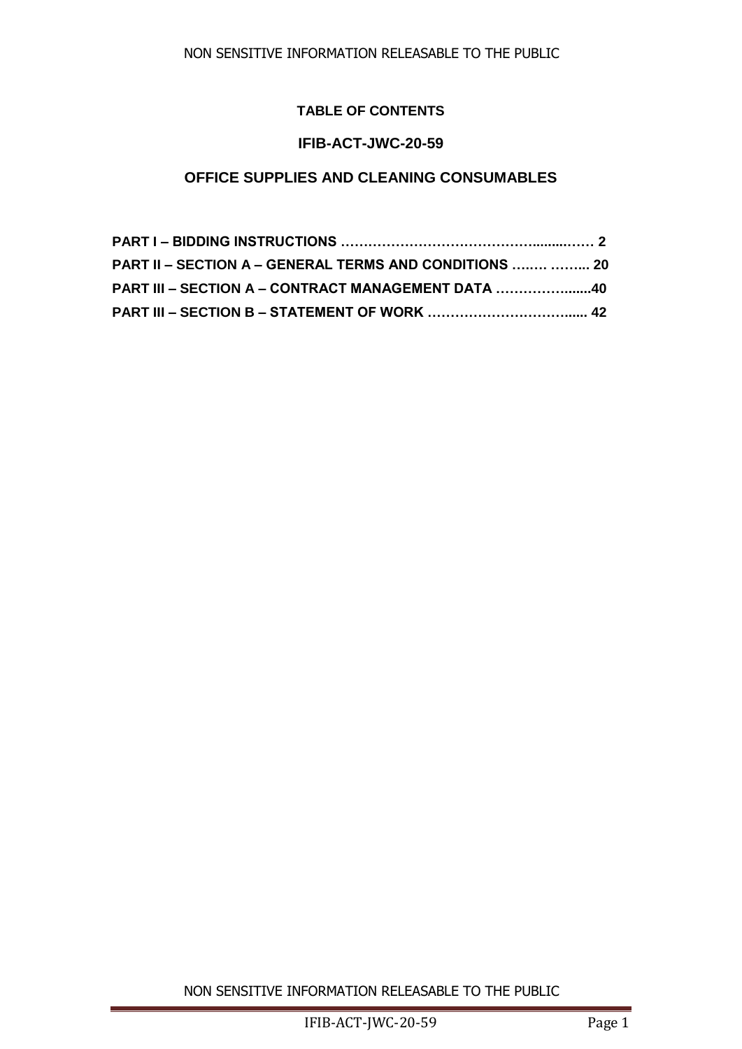**TABLE OF CONTENTS**

**IFIB-ACT-JWC-20-59**

**OFFICE SUPPLIES AND CLEANING CONSUMABLES**

**PART I – BIDDING INSTRUCTIONS …………………………………….........…… 2**

**PART II – SECTION A – GENERAL TERMS AND CONDITIONS ….…. ……... 20**

**PART III – SECTION A – CONTRACT MANAGEMENT DATA ……………......40**

**PART III – SECTION B – STATEMENT OF WORK …………………………...... 42**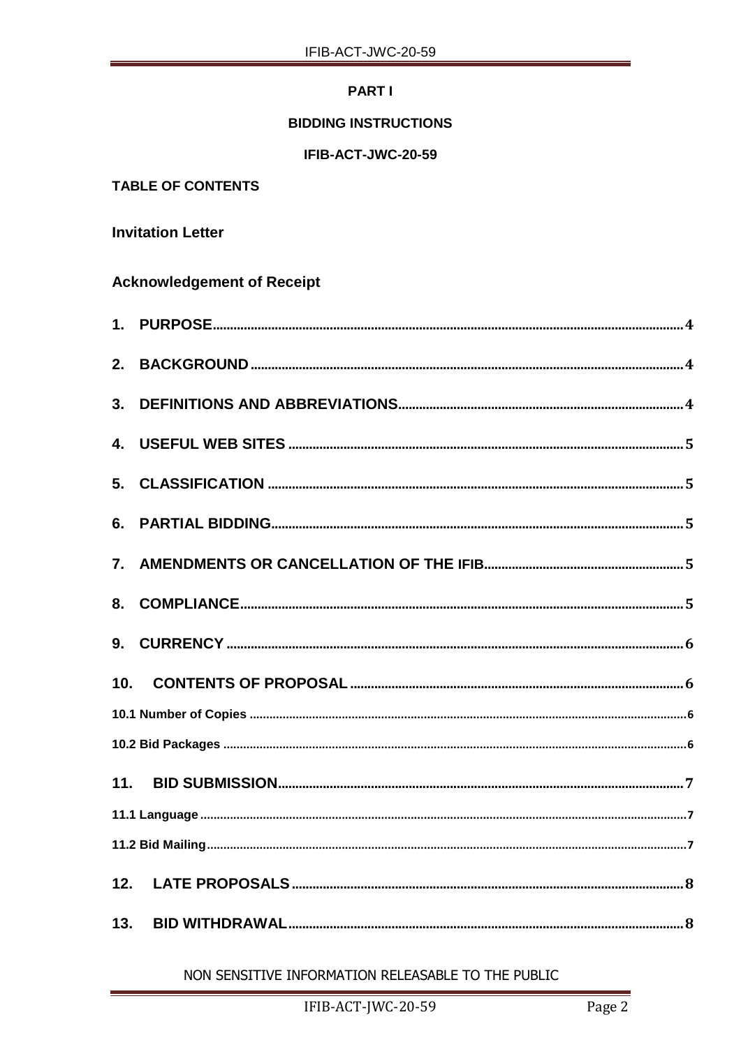**PART I**

**BIDDING INSTRUCTIONS**

**IFIB-ACT-JWC-20-59**

**TABLE OF CONTENTS**

**Invitation Letter**

**Acknowledgement of Receipt**

**1. PURPOSE** ........................................................ 4

**2. BACKGROUND** ........................................................ 4

**3. DEFINITIONS AND ABBREVIATIONS** ........................................................ 4

**4. USEFUL WEB SITES** ........................................................ 5

**5. CLASSIFICATION** ........................................................ 5

**6. PARTIAL BIDDING** ........................................................ 5

**7. AMENDMENTS OR CANCELLATION OF THE IFIB** ........................................................ 5

**8. COMPLIANCE** ........................................................ 5

**9. CURRENCY** ........................................................ 6

**10. CONTENTS OF PROPOSAL** ........................................................ 6

**10.1 Number of Copies** ........................................................ 6

**10.2 Bid Packages** ........................................................ 6

**11. BID SUBMISSION** ........................................................ 7

**11.1 Language** ........................................................ 7

**11.2 Bid Mailing** ........................................................ 7

**12. LATE PROPOSALS** ........................................................ 8

**13. BID WITHDRAWAL** ........................................................ 8

NON SENSITIVE INFORMATION RELEASABLE TO THE PUBLIC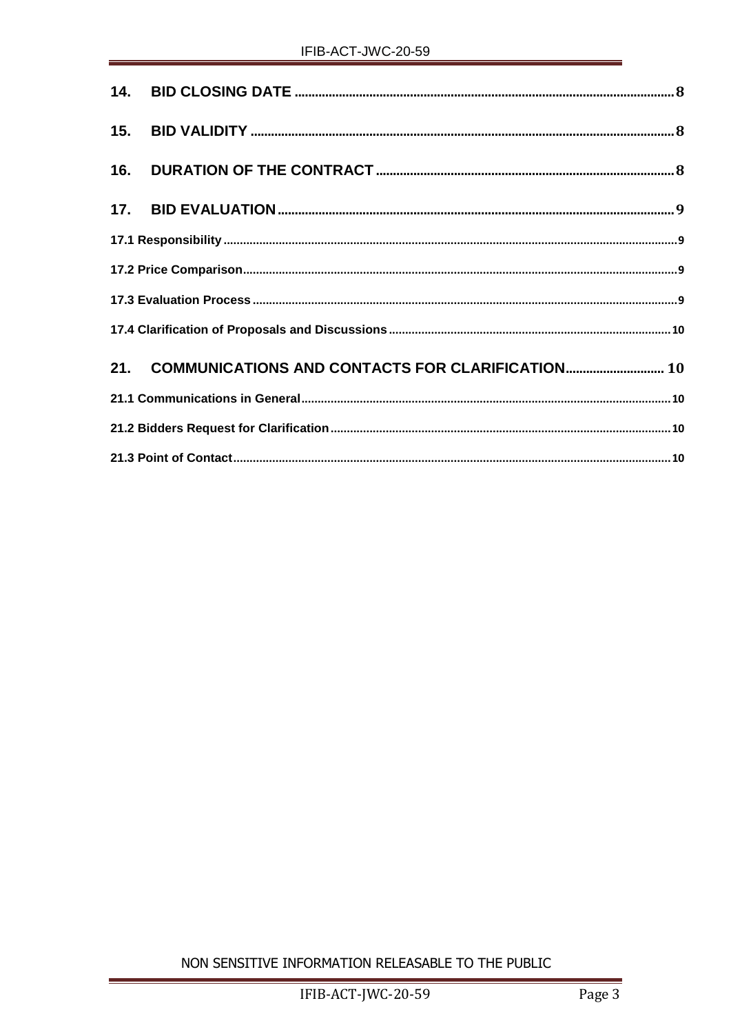14. BID CLOSING DATE ........................................................................................................... 8

15. BID VALIDITY ........................................................................................................... 8

16. DURATION OF THE CONTRACT ........................................................................................................... 8

17. BID EVALUATION ........................................................................................................... 9

17.1 Responsibility ........................................................................................................... 9

17.2 Price Comparison ........................................................................................................... 9

17.3 Evaluation Process ........................................................................................................... 9

17.4 Clarification of Proposals and Discussions ........................................................................................................... 10

21. COMMUNICATIONS AND CONTACTS FOR CLARIFICATION ............................ 10

21.1 Communications in General ........................................................................................................... 10

21.2 Bidders Request for Clarification ........................................................................................................... 10

21.3 Point of Contact ........................................................................................................... 10

NON SENSITIVE INFORMATION RELEASABLE TO THE PUBLIC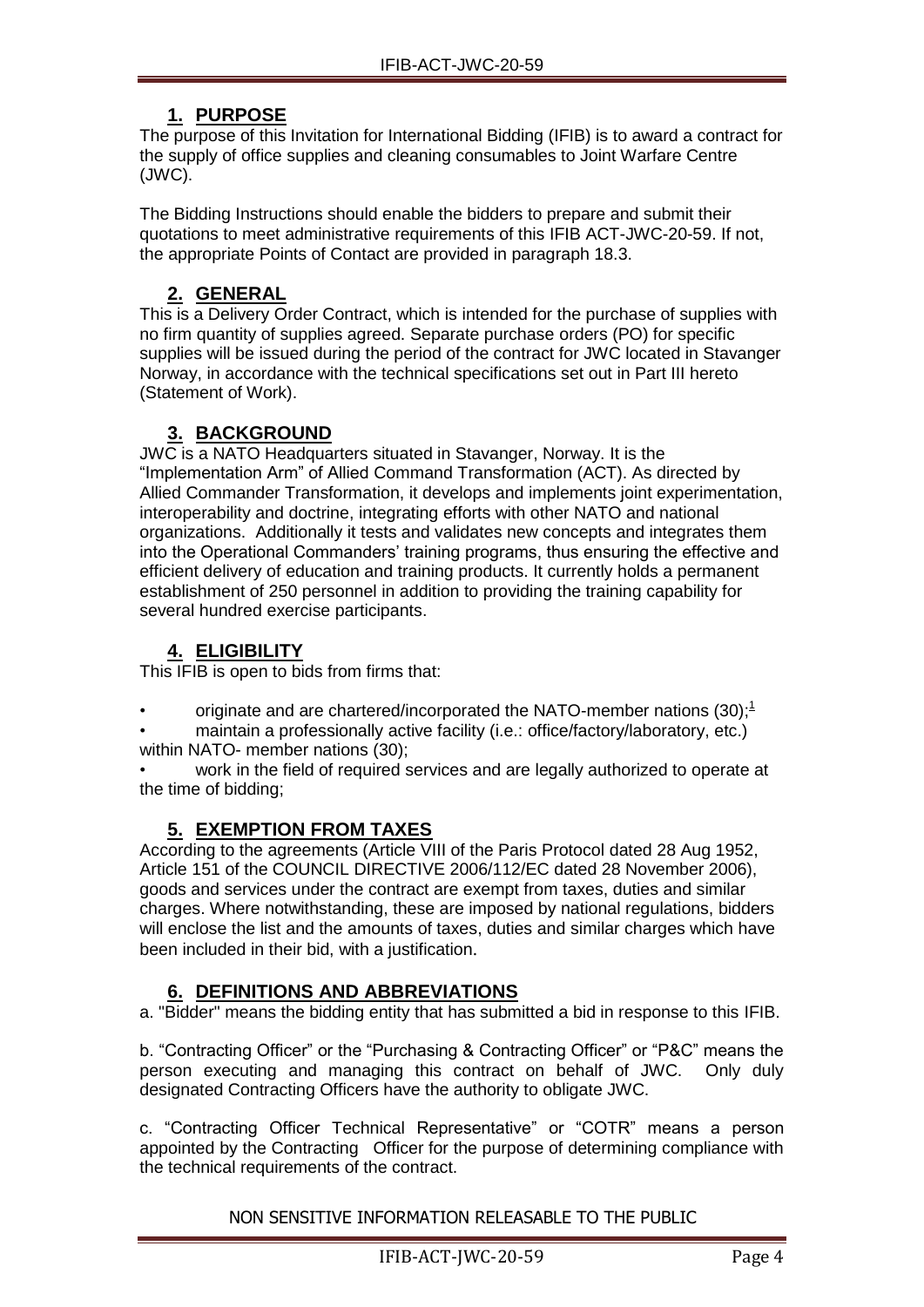## 1. PURPOSE

The purpose of this Invitation for International Bidding (IFIB) is to award a contract for the supply of office supplies and cleaning consumables to Joint Warfare Centre (JWC).

The Bidding Instructions should enable the bidders to prepare and submit their quotations to meet administrative requirements of this IFIB ACT-JWC-20-59. If not, the appropriate Points of Contact are provided in paragraph 18.3.

## 2. GENERAL

This is a Delivery Order Contract, which is intended for the purchase of supplies with no firm quantity of supplies agreed. Separate purchase orders (PO) for specific supplies will be issued during the period of the contract for JWC located in Stavanger Norway, in accordance with the technical specifications set out in Part III hereto (Statement of Work).

## 3. BACKGROUND

JWC is a NATO Headquarters situated in Stavanger, Norway. It is the "Implementation Arm" of Allied Command Transformation (ACT). As directed by Allied Commander Transformation, it develops and implements joint experimentation, interoperability and doctrine, integrating efforts with other NATO and national organizations. Additionally it tests and validates new concepts and integrates them into the Operational Commanders' training programs, thus ensuring the effective and efficient delivery of education and training products. It currently holds a permanent establishment of 250 personnel in addition to providing the training capability for several hundred exercise participants.

## 4. ELIGIBILITY

This IFIB is open to bids from firms that:

- originate and are chartered/incorporated the NATO-member nations (30);[1]
- maintain a professionally active facility (i.e.: office/factory/laboratory, etc.) within NATO- member nations (30);
- work in the field of required services and are legally authorized to operate at the time of bidding;

## 5. EXEMPTION FROM TAXES

According to the agreements (Article VIII of the Paris Protocol dated 28 Aug 1952, Article 151 of the COUNCIL DIRECTIVE 2006/112/EC dated 28 November 2006), goods and services under the contract are exempt from taxes, duties and similar charges. Where notwithstanding, these are imposed by national regulations, bidders will enclose the list and the amounts of taxes, duties and similar charges which have been included in their bid, with a justification.

## 6. DEFINITIONS AND ABBREVIATIONS

a. "Bidder" means the bidding entity that has submitted a bid in response to this IFIB.

b. "Contracting Officer" or the "Purchasing & Contracting Officer" or "P&C" means the person executing and managing this contract on behalf of JWC. Only duly designated Contracting Officers have the authority to obligate JWC.

c. "Contracting Officer Technical Representative" or "COTR" means a person appointed by the Contracting Officer for the purpose of determining compliance with the technical requirements of the contract.

NON SENSITIVE INFORMATION RELEASABLE TO THE PUBLIC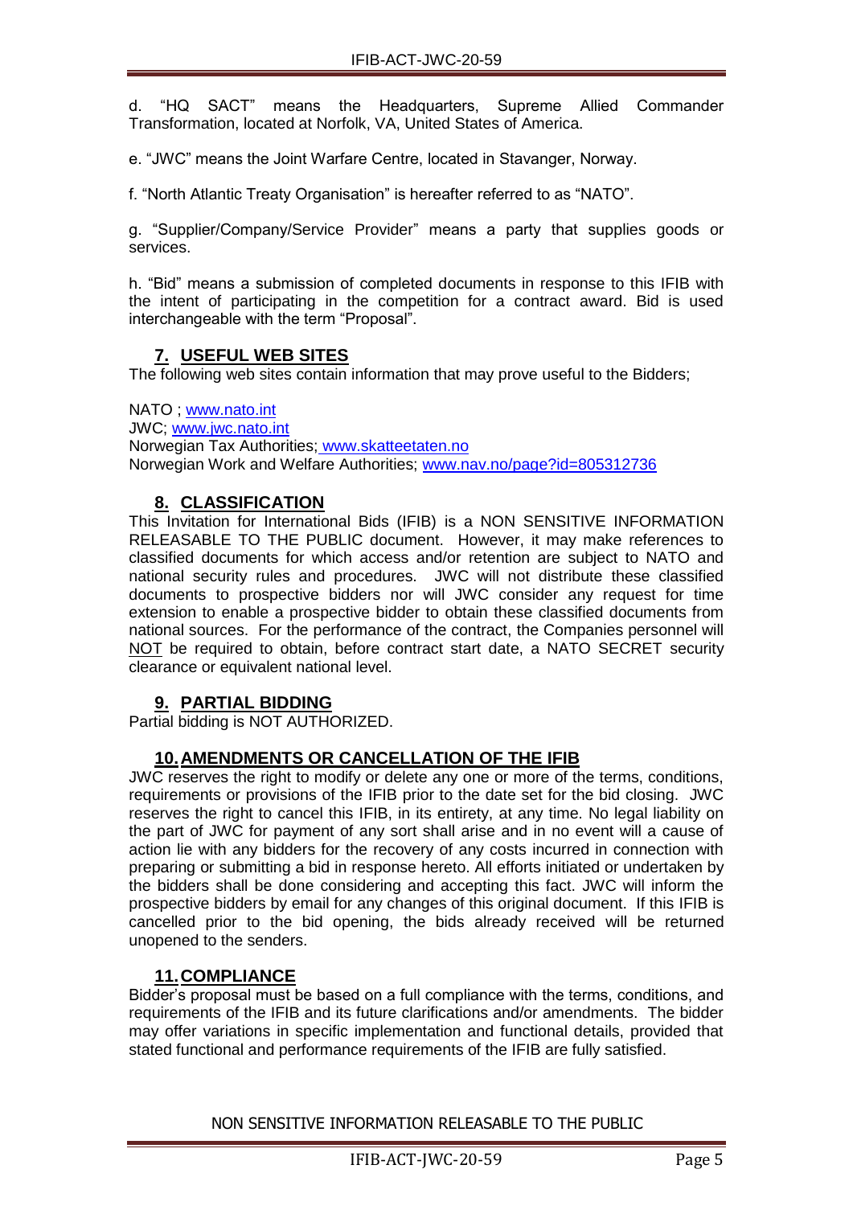d. “HQ SACT” means the Headquarters, Supreme Allied Commander Transformation, located at Norfolk, VA, United States of America.

e. “JWC” means the Joint Warfare Centre, located in Stavanger, Norway.

f. “North Atlantic Treaty Organisation” is hereafter referred to as “NATO”.

g. “Supplier/Company/Service Provider” means a party that supplies goods or services.

h. “Bid” means a submission of completed documents in response to this IFIB with the intent of participating in the competition for a contract award. Bid is used interchangeable with the term “Proposal”.

## 7. USEFUL WEB SITES

The following web sites contain information that may prove useful to the Bidders;

NATO ; www.nato.int
JWC; www.jwc.nato.int
Norwegian Tax Authorities; www.skatteetaten.no
Norwegian Work and Welfare Authorities; www.nav.no/page?id=805312736

## 8. CLASSIFICATION

This Invitation for International Bids (IFIB) is a NON SENSITIVE INFORMATION RELEASABLE TO THE PUBLIC document. However, it may make references to classified documents for which access and/or retention are subject to NATO and national security rules and procedures. JWC will not distribute these classified documents to prospective bidders nor will JWC consider any request for time extension to enable a prospective bidder to obtain these classified documents from national sources. For the performance of the contract, the Companies personnel will NOT be required to obtain, before contract start date, a NATO SECRET security clearance or equivalent national level.

## 9. PARTIAL BIDDING

Partial bidding is NOT AUTHORIZED.

## 10. AMENDMENTS OR CANCELLATION OF THE IFIB

JWC reserves the right to modify or delete any one or more of the terms, conditions, requirements or provisions of the IFIB prior to the date set for the bid closing. JWC reserves the right to cancel this IFIB, in its entirety, at any time. No legal liability on the part of JWC for payment of any sort shall arise and in no event will a cause of action lie with any bidders for the recovery of any costs incurred in connection with preparing or submitting a bid in response hereto. All efforts initiated or undertaken by the bidders shall be done considering and accepting this fact. JWC will inform the prospective bidders by email for any changes of this original document. If this IFIB is cancelled prior to the bid opening, the bids already received will be returned unopened to the senders.

## 11. COMPLIANCE

Bidder’s proposal must be based on a full compliance with the terms, conditions, and requirements of the IFIB and its future clarifications and/or amendments. The bidder may offer variations in specific implementation and functional details, provided that stated functional and performance requirements of the IFIB are fully satisfied.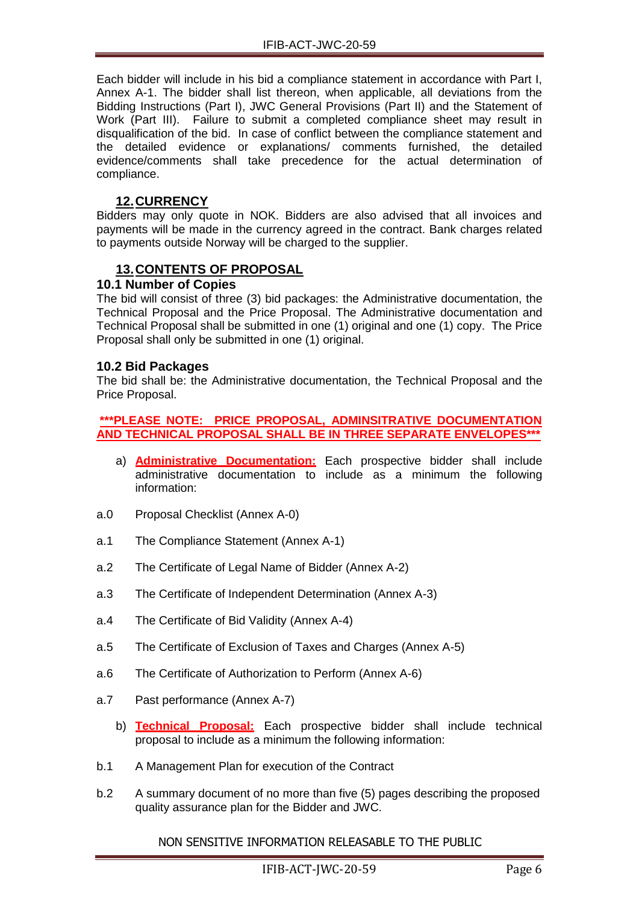Each bidder will include in his bid a compliance statement in accordance with Part I, Annex A-1. The bidder shall list thereon, when applicable, all deviations from the Bidding Instructions (Part I), JWC General Provisions (Part II) and the Statement of Work (Part III). Failure to submit a completed compliance sheet may result in disqualification of the bid. In case of conflict between the compliance statement and the detailed evidence or explanations/ comments furnished, the detailed evidence/comments shall take precedence for the actual determination of compliance.

## 12. CURRENCY

Bidders may only quote in NOK. Bidders are also advised that all invoices and payments will be made in the currency agreed in the contract. Bank charges related to payments outside Norway will be charged to the supplier.

## 13. CONTENTS OF PROPOSAL

### 10.1 Number of Copies

The bid will consist of three (3) bid packages: the Administrative documentation, the Technical Proposal and the Price Proposal. The Administrative documentation and Technical Proposal shall be submitted in one (1) original and one (1) copy. The Price Proposal shall only be submitted in one (1) original.

### 10.2 Bid Packages

The bid shall be: the Administrative documentation, the Technical Proposal and the Price Proposal.

**\*\*\*PLEASE NOTE: PRICE PROPOSAL, ADMINSITRATIVE DOCUMENTATION AND TECHNICAL PROPOSAL SHALL BE IN THREE SEPARATE ENVELOPES\*\*\***

a) **Administrative Documentation:** Each prospective bidder shall include administrative documentation to include as a minimum the following information:

a.0 Proposal Checklist (Annex A-0)

a.1 The Compliance Statement (Annex A-1)

a.2 The Certificate of Legal Name of Bidder (Annex A-2)

a.3 The Certificate of Independent Determination (Annex A-3)

a.4 The Certificate of Bid Validity (Annex A-4)

a.5 The Certificate of Exclusion of Taxes and Charges (Annex A-5)

a.6 The Certificate of Authorization to Perform (Annex A-6)

a.7 Past performance (Annex A-7)

b) **Technical Proposal:** Each prospective bidder shall include technical proposal to include as a minimum the following information:

b.1 A Management Plan for execution of the Contract

b.2 A summary document of no more than five (5) pages describing the proposed quality assurance plan for the Bidder and JWC.

NON SENSITIVE INFORMATION RELEASABLE TO THE PUBLIC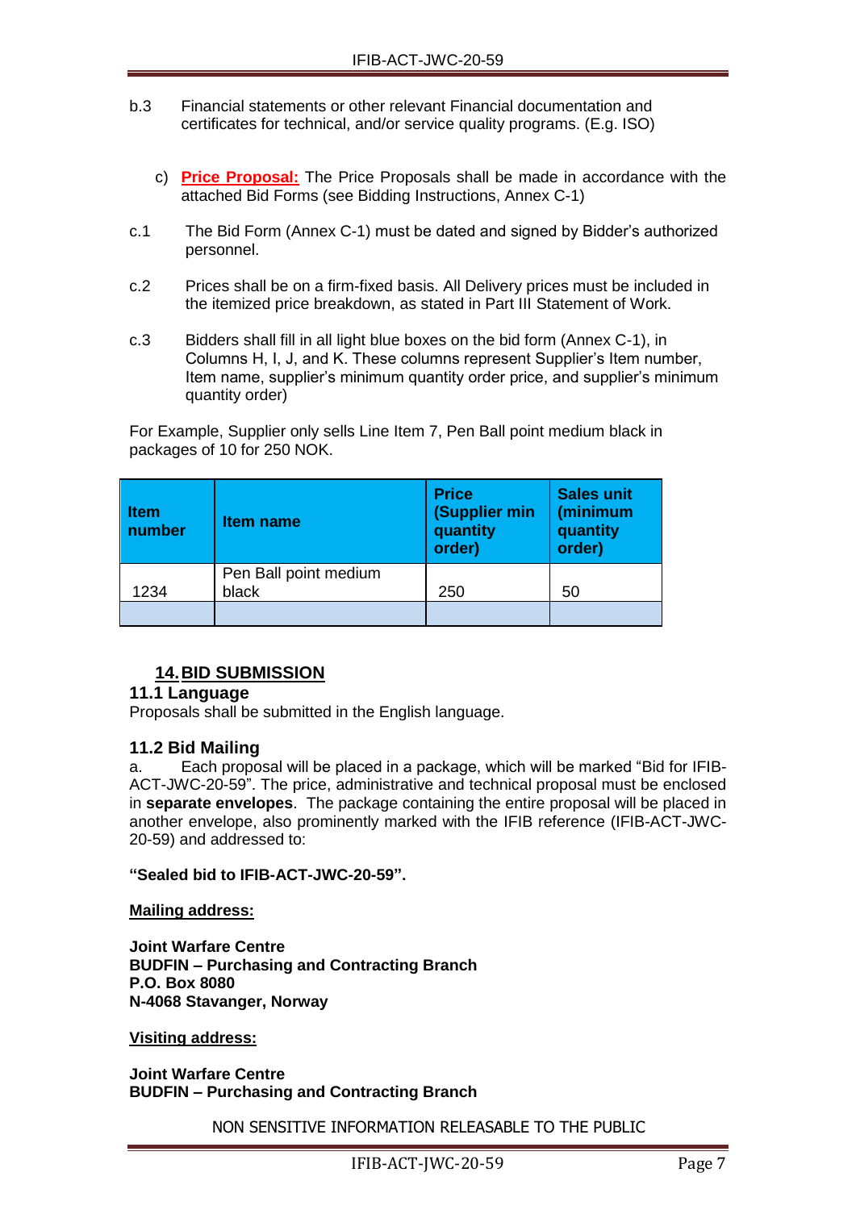b.3 Financial statements or other relevant Financial documentation and certificates for technical, and/or service quality programs. (E.g. ISO)

c) **Price Proposal:** The Price Proposals shall be made in accordance with the attached Bid Forms (see Bidding Instructions, Annex C-1)

c.1 The Bid Form (Annex C-1) must be dated and signed by Bidder's authorized personnel.

c.2 Prices shall be on a firm-fixed basis. All Delivery prices must be included in the itemized price breakdown, as stated in Part III Statement of Work.

c.3 Bidders shall fill in all light blue boxes on the bid form (Annex C-1), in Columns H, I, J, and K. These columns represent Supplier's Item number, Item name, supplier's minimum quantity order price, and supplier's minimum quantity order)

For Example, Supplier only sells Line Item 7, Pen Ball point medium black in packages of 10 for 250 NOK.

| Item number | Item name | Price (Supplier min quantity order) | Sales unit (minimum quantity order) |
|---|---|---|---|
| 1234 | Pen Ball point medium black | 250 | 50 |
| | | | |

## 14. BID SUBMISSION

### 11.1 Language

Proposals shall be submitted in the English language.

### 11.2 Bid Mailing

a. Each proposal will be placed in a package, which will be marked "Bid for IFIB-ACT-JWC-20-59". The price, administrative and technical proposal must be enclosed in **separate envelopes**. The package containing the entire proposal will be placed in another envelope, also prominently marked with the IFIB reference (IFIB-ACT-JWC-20-59) and addressed to:

**"Sealed bid to IFIB-ACT-JWC-20-59".**

**Mailing address:**

**Joint Warfare Centre**
**BUDFIN – Purchasing and Contracting Branch**
**P.O. Box 8080**
**N-4068 Stavanger, Norway**

**Visiting address:**

**Joint Warfare Centre**
**BUDFIN – Purchasing and Contracting Branch**

NON SENSITIVE INFORMATION RELEASABLE TO THE PUBLIC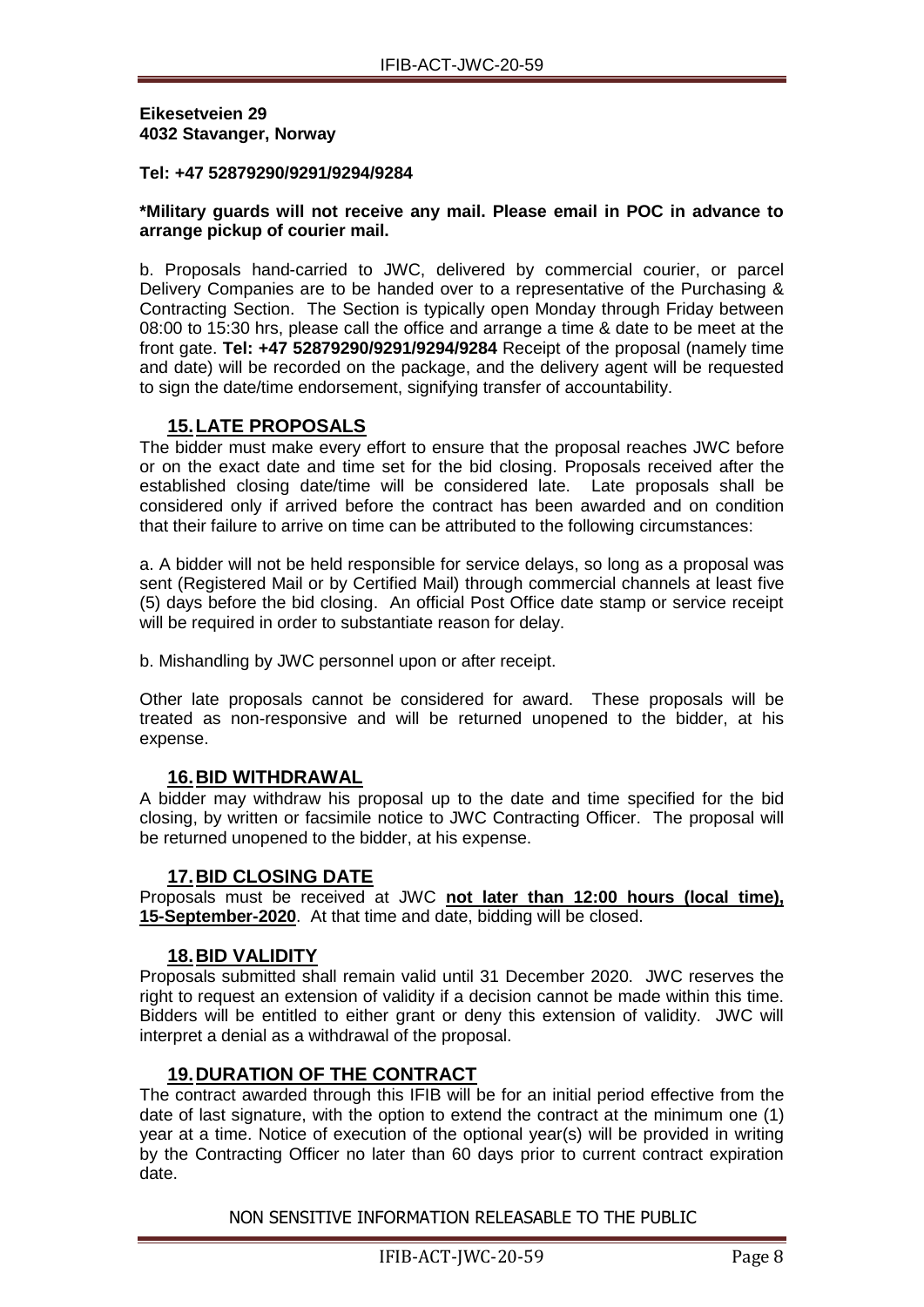**Eikesetveien 29**
**4032 Stavanger, Norway**

**Tel: +47 52879290/9291/9294/9284**

***Military guards will not receive any mail. Please email in POC in advance to arrange pickup of courier mail.**

b. Proposals hand-carried to JWC, delivered by commercial courier, or parcel Delivery Companies are to be handed over to a representative of the Purchasing & Contracting Section. The Section is typically open Monday through Friday between 08:00 to 15:30 hrs, please call the office and arrange a time & date to be meet at the front gate. **Tel: +47 52879290/9291/9294/9284** Receipt of the proposal (namely time and date) will be recorded on the package, and the delivery agent will be requested to sign the date/time endorsement, signifying transfer of accountability.

## 15. LATE PROPOSALS

The bidder must make every effort to ensure that the proposal reaches JWC before or on the exact date and time set for the bid closing. Proposals received after the established closing date/time will be considered late. Late proposals shall be considered only if arrived before the contract has been awarded and on condition that their failure to arrive on time can be attributed to the following circumstances:

a. A bidder will not be held responsible for service delays, so long as a proposal was sent (Registered Mail or by Certified Mail) through commercial channels at least five (5) days before the bid closing. An official Post Office date stamp or service receipt will be required in order to substantiate reason for delay.

b. Mishandling by JWC personnel upon or after receipt.

Other late proposals cannot be considered for award. These proposals will be treated as non-responsive and will be returned unopened to the bidder, at his expense.

## 16. BID WITHDRAWAL

A bidder may withdraw his proposal up to the date and time specified for the bid closing, by written or facsimile notice to JWC Contracting Officer. The proposal will be returned unopened to the bidder, at his expense.

## 17. BID CLOSING DATE

Proposals must be received at JWC **not later than 12:00 hours (local time), 15-September-2020**. At that time and date, bidding will be closed.

## 18. BID VALIDITY

Proposals submitted shall remain valid until 31 December 2020. JWC reserves the right to request an extension of validity if a decision cannot be made within this time. Bidders will be entitled to either grant or deny this extension of validity. JWC will interpret a denial as a withdrawal of the proposal.

## 19. DURATION OF THE CONTRACT

The contract awarded through this IFIB will be for an initial period effective from the date of last signature, with the option to extend the contract at the minimum one (1) year at a time. Notice of execution of the optional year(s) will be provided in writing by the Contracting Officer no later than 60 days prior to current contract expiration date.

NON SENSITIVE INFORMATION RELEASABLE TO THE PUBLIC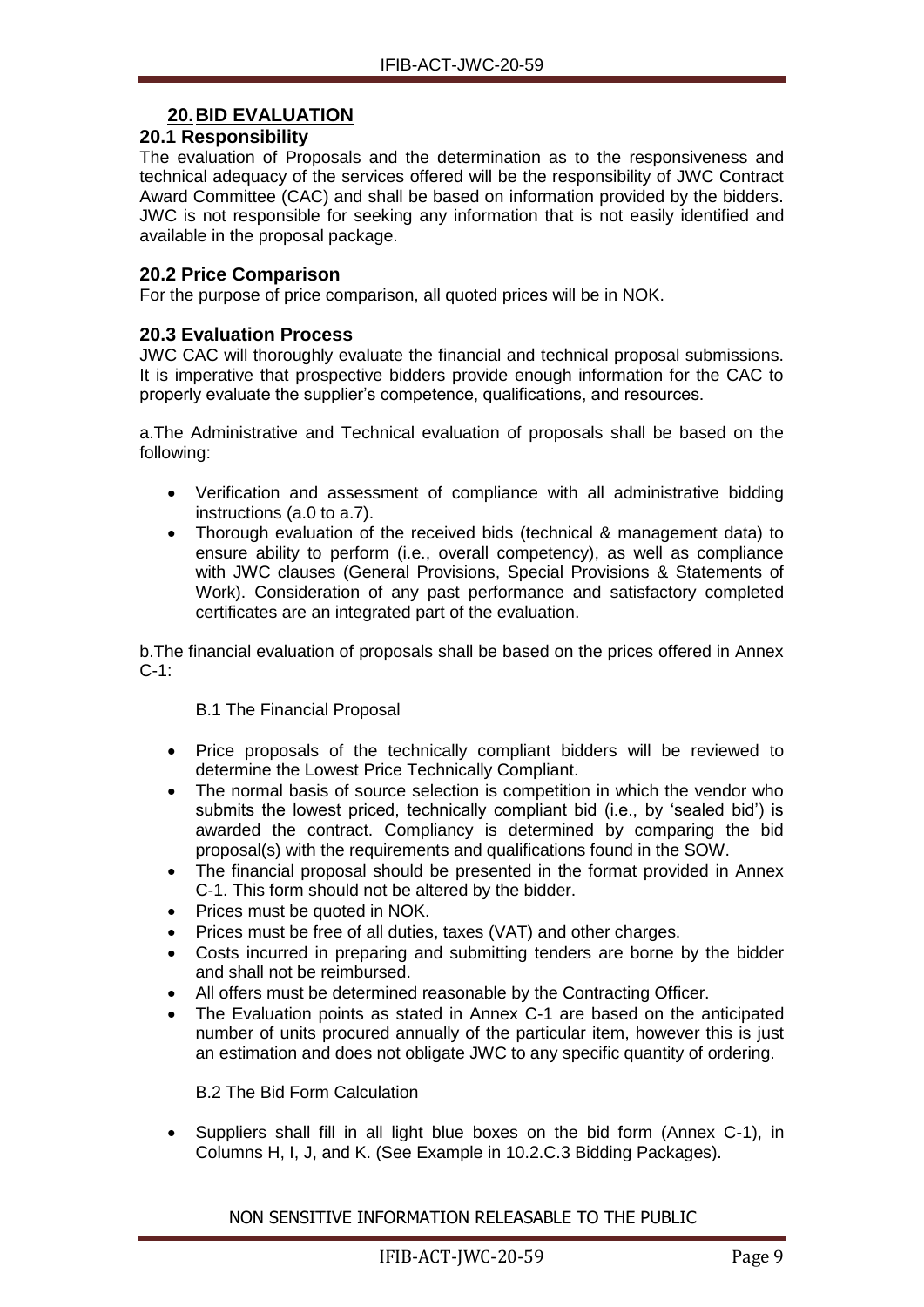## 20. BID EVALUATION

### 20.1 Responsibility

The evaluation of Proposals and the determination as to the responsiveness and technical adequacy of the services offered will be the responsibility of JWC Contract Award Committee (CAC) and shall be based on information provided by the bidders. JWC is not responsible for seeking any information that is not easily identified and available in the proposal package.

### 20.2 Price Comparison

For the purpose of price comparison, all quoted prices will be in NOK.

### 20.3 Evaluation Process

JWC CAC will thoroughly evaluate the financial and technical proposal submissions. It is imperative that prospective bidders provide enough information for the CAC to properly evaluate the supplier's competence, qualifications, and resources.

a.The Administrative and Technical evaluation of proposals shall be based on the following:

- Verification and assessment of compliance with all administrative bidding instructions (a.0 to a.7).
- Thorough evaluation of the received bids (technical & management data) to ensure ability to perform (i.e., overall competency), as well as compliance with JWC clauses (General Provisions, Special Provisions & Statements of Work). Consideration of any past performance and satisfactory completed certificates are an integrated part of the evaluation.

b.The financial evaluation of proposals shall be based on the prices offered in Annex C-1:

B.1 The Financial Proposal

- Price proposals of the technically compliant bidders will be reviewed to determine the Lowest Price Technically Compliant.
- The normal basis of source selection is competition in which the vendor who submits the lowest priced, technically compliant bid (i.e., by 'sealed bid') is awarded the contract. Compliancy is determined by comparing the bid proposal(s) with the requirements and qualifications found in the SOW.
- The financial proposal should be presented in the format provided in Annex C-1. This form should not be altered by the bidder.
- Prices must be quoted in NOK.
- Prices must be free of all duties, taxes (VAT) and other charges.
- Costs incurred in preparing and submitting tenders are borne by the bidder and shall not be reimbursed.
- All offers must be determined reasonable by the Contracting Officer.
- The Evaluation points as stated in Annex C-1 are based on the anticipated number of units procured annually of the particular item, however this is just an estimation and does not obligate JWC to any specific quantity of ordering.

B.2 The Bid Form Calculation

- Suppliers shall fill in all light blue boxes on the bid form (Annex C-1), in Columns H, I, J, and K. (See Example in 10.2.C.3 Bidding Packages).

NON SENSITIVE INFORMATION RELEASABLE TO THE PUBLIC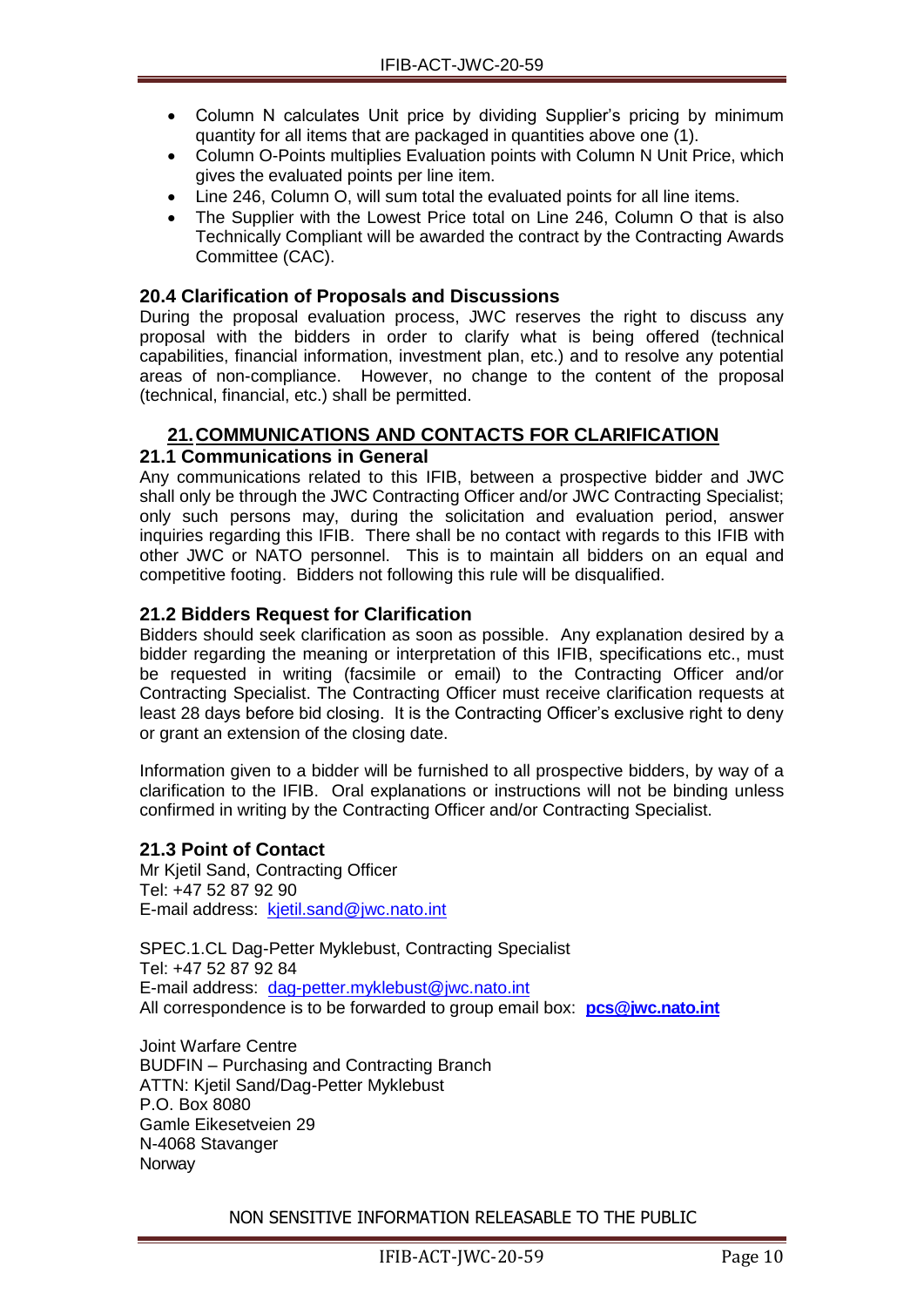- Column N calculates Unit price by dividing Supplier's pricing by minimum quantity for all items that are packaged in quantities above one (1).
- Column O-Points multiplies Evaluation points with Column N Unit Price, which gives the evaluated points per line item.
- Line 246, Column O, will sum total the evaluated points for all line items.
- The Supplier with the Lowest Price total on Line 246, Column O that is also Technically Compliant will be awarded the contract by the Contracting Awards Committee (CAC).

### 20.4 Clarification of Proposals and Discussions

During the proposal evaluation process, JWC reserves the right to discuss any proposal with the bidders in order to clarify what is being offered (technical capabilities, financial information, investment plan, etc.) and to resolve any potential areas of non-compliance. However, no change to the content of the proposal (technical, financial, etc.) shall be permitted.

## 21. COMMUNICATIONS AND CONTACTS FOR CLARIFICATION

### 21.1 Communications in General

Any communications related to this IFIB, between a prospective bidder and JWC shall only be through the JWC Contracting Officer and/or JWC Contracting Specialist; only such persons may, during the solicitation and evaluation period, answer inquiries regarding this IFIB. There shall be no contact with regards to this IFIB with other JWC or NATO personnel. This is to maintain all bidders on an equal and competitive footing. Bidders not following this rule will be disqualified.

### 21.2 Bidders Request for Clarification

Bidders should seek clarification as soon as possible. Any explanation desired by a bidder regarding the meaning or interpretation of this IFIB, specifications etc., must be requested in writing (facsimile or email) to the Contracting Officer and/or Contracting Specialist. The Contracting Officer must receive clarification requests at least 28 days before bid closing. It is the Contracting Officer's exclusive right to deny or grant an extension of the closing date.

Information given to a bidder will be furnished to all prospective bidders, by way of a clarification to the IFIB. Oral explanations or instructions will not be binding unless confirmed in writing by the Contracting Officer and/or Contracting Specialist.

### 21.3 Point of Contact

Mr Kjetil Sand, Contracting Officer
Tel: +47 52 87 92 90
E-mail address: kjetil.sand@jwc.nato.int

SPEC.1.CL Dag-Petter Myklebust, Contracting Specialist
Tel: +47 52 87 92 84
E-mail address: dag-petter.myklebust@jwc.nato.int
All correspondence is to be forwarded to group email box: **pcs@jwc.nato.int**

Joint Warfare Centre
BUDFIN – Purchasing and Contracting Branch
ATTN: Kjetil Sand/Dag-Petter Myklebust
P.O. Box 8080
Gamle Eikesetveien 29
N-4068 Stavanger
Norway

NON SENSITIVE INFORMATION RELEASABLE TO THE PUBLIC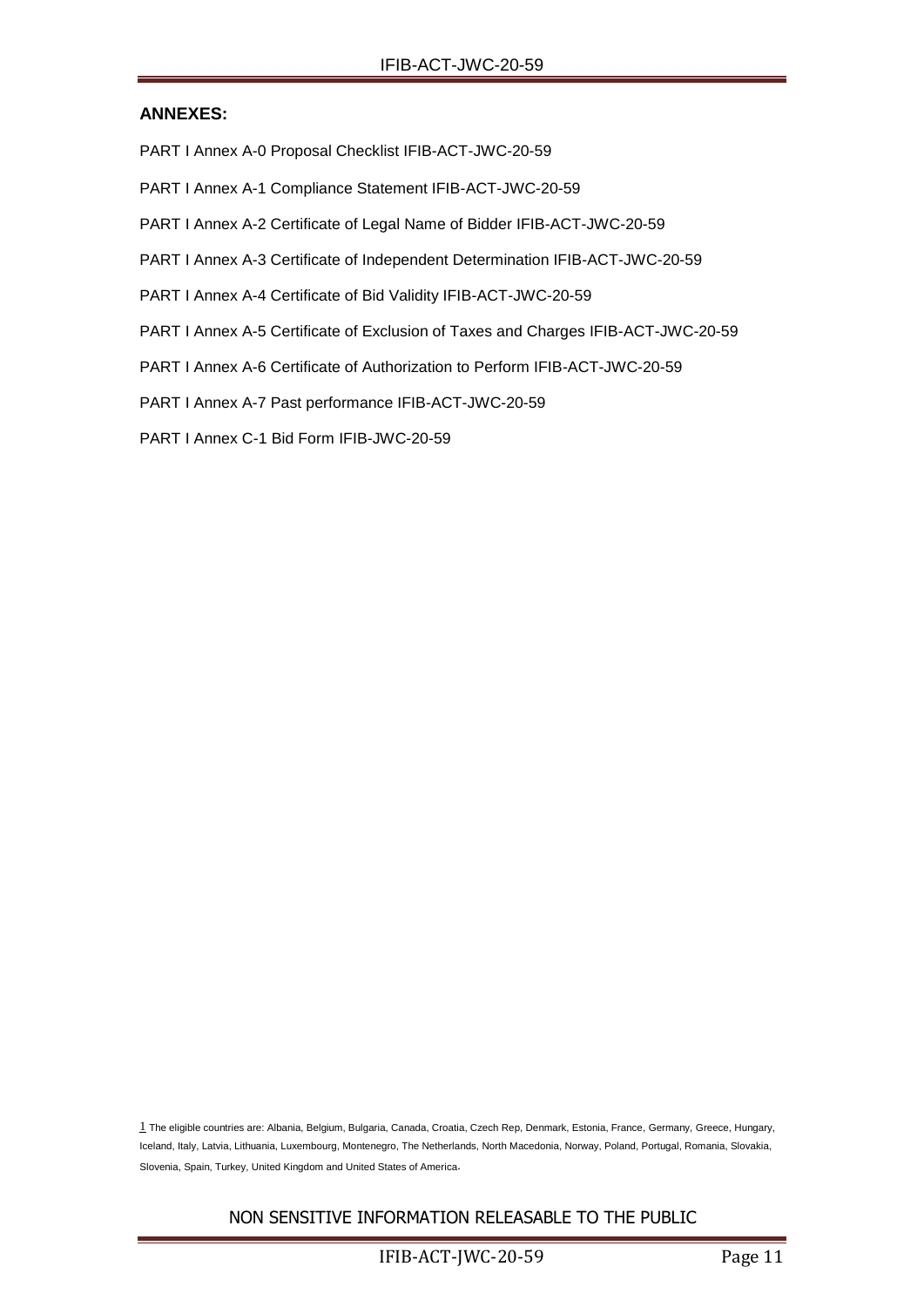**ANNEXES:**

PART I Annex A-0 Proposal Checklist IFIB-ACT-JWC-20-59

PART I Annex A-1 Compliance Statement IFIB-ACT-JWC-20-59

PART I Annex A-2 Certificate of Legal Name of Bidder IFIB-ACT-JWC-20-59

PART I Annex A-3 Certificate of Independent Determination IFIB-ACT-JWC-20-59

PART I Annex A-4 Certificate of Bid Validity IFIB-ACT-JWC-20-59

PART I Annex A-5 Certificate of Exclusion of Taxes and Charges IFIB-ACT-JWC-20-59

PART I Annex A-6 Certificate of Authorization to Perform IFIB-ACT-JWC-20-59

PART I Annex A-7 Past performance IFIB-ACT-JWC-20-59

PART I Annex C-1 Bid Form IFIB-JWC-20-59

[1] The eligible countries are: Albania, Belgium, Bulgaria, Canada, Croatia, Czech Rep, Denmark, Estonia, France, Germany, Greece, Hungary, Iceland, Italy, Latvia, Lithuania, Luxembourg, Montenegro, The Netherlands, North Macedonia, Norway, Poland, Portugal, Romania, Slovakia, Slovenia, Spain, Turkey, United Kingdom and United States of America.

NON SENSITIVE INFORMATION RELEASABLE TO THE PUBLIC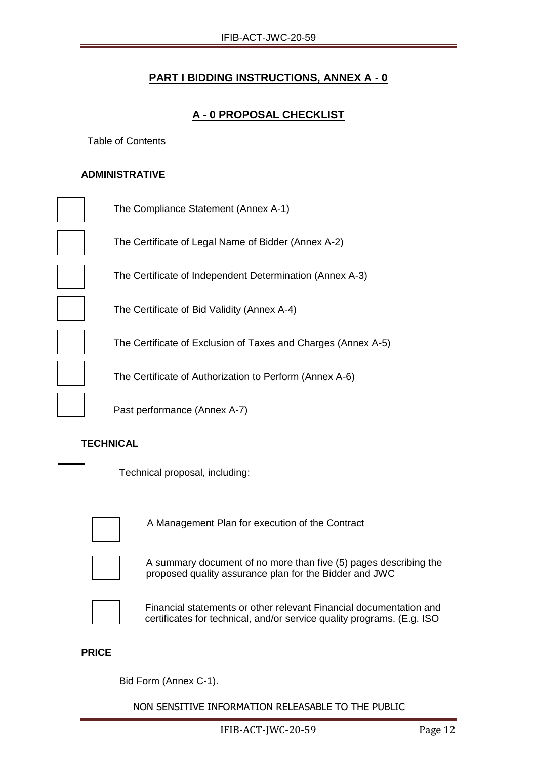## PART I BIDDING INSTRUCTIONS, ANNEX A - 0

## A - 0 PROPOSAL CHECKLIST

Table of Contents

**ADMINISTRATIVE**

- [ ] The Compliance Statement (Annex A-1)
- [ ] The Certificate of Legal Name of Bidder (Annex A-2)
- [ ] The Certificate of Independent Determination (Annex A-3)
- [ ] The Certificate of Bid Validity (Annex A-4)
- [ ] The Certificate of Exclusion of Taxes and Charges (Annex A-5)
- [ ] The Certificate of Authorization to Perform (Annex A-6)
- [ ] Past performance (Annex A-7)

**TECHNICAL**

- [ ] Technical proposal, including:
  - [ ] A Management Plan for execution of the Contract
  - [ ] A summary document of no more than five (5) pages describing the proposed quality assurance plan for the Bidder and JWC
  - [ ] Financial statements or other relevant Financial documentation and certificates for technical, and/or service quality programs. (E.g. ISO

**PRICE**

- [ ] Bid Form (Annex C-1).

NON SENSITIVE INFORMATION RELEASABLE TO THE PUBLIC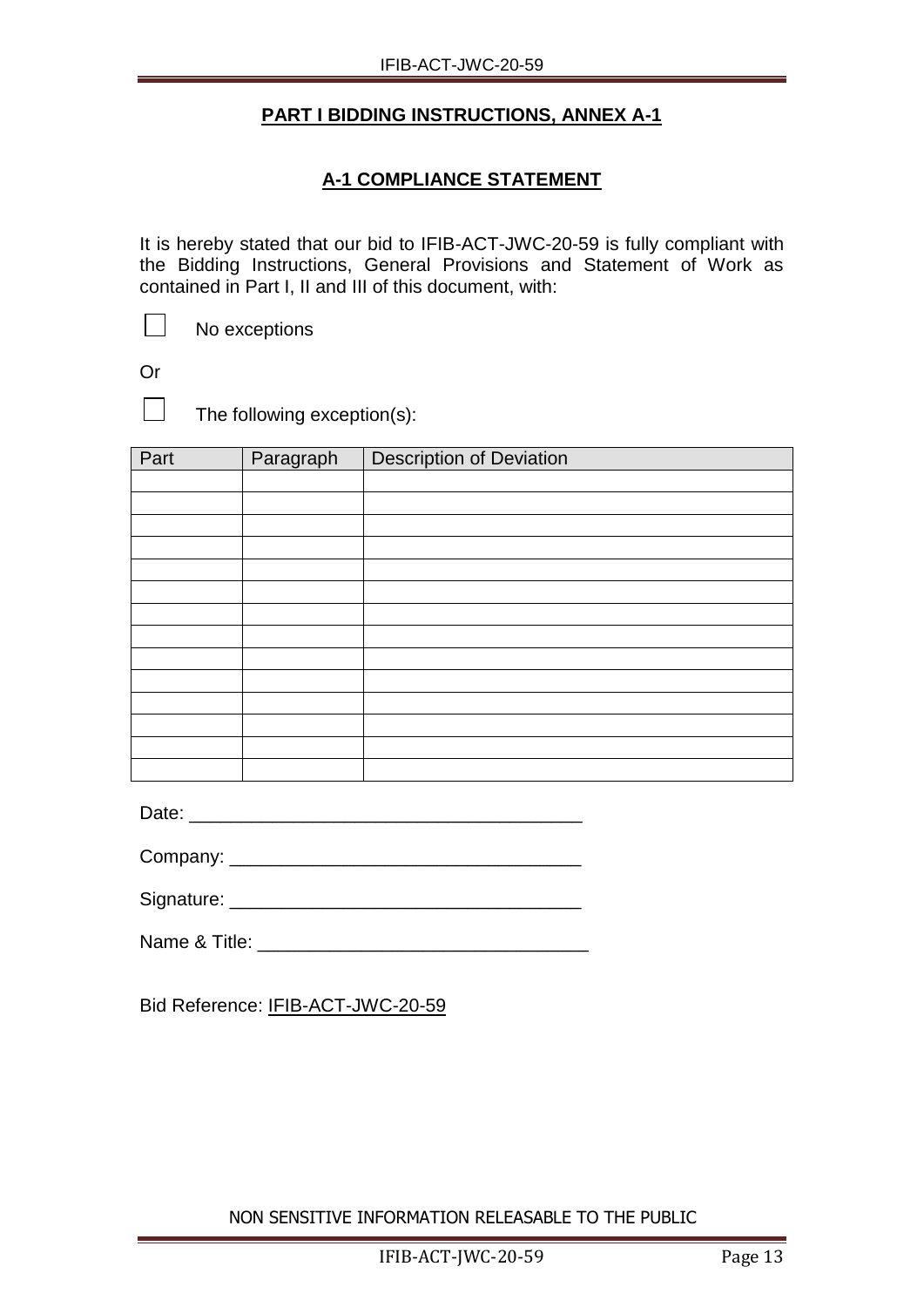## PART I BIDDING INSTRUCTIONS, ANNEX A-1

### A-1 COMPLIANCE STATEMENT

It is hereby stated that our bid to IFIB-ACT-JWC-20-59 is fully compliant with the Bidding Instructions, General Provisions and Statement of Work as contained in Part I, II and III of this document, with:

☐ No exceptions

Or

☐ The following exception(s):

| Part | Paragraph | Description of Deviation |
|---|---|---|
| | | |
| | | |
| | | |
| | | |
| | | |
| | | |
| | | |
| | | |
| | | |
| | | |
| | | |
| | | |
| | | |
| | | |

Date: ______________________________________

Company: __________________________________

Signature: __________________________________

Name & Title: _______________________________

Bid Reference: IFIB-ACT-JWC-20-59

NON SENSITIVE INFORMATION RELEASABLE TO THE PUBLIC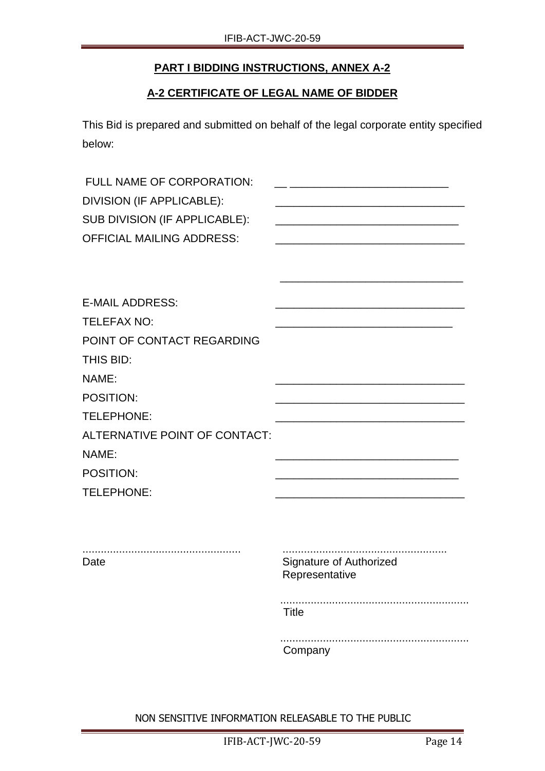**PART I BIDDING INSTRUCTIONS, ANNEX A-2**

**A-2 CERTIFICATE OF LEGAL NAME OF BIDDER**

This Bid is prepared and submitted on behalf of the legal corporate entity specified below:

FULL NAME OF CORPORATION: __ __________________________

DIVISION (IF APPLICABLE): ______________________________

SUB DIVISION (IF APPLICABLE): _____________________________

OFFICIAL MAILING ADDRESS: ______________________________

______________________________

E-MAIL ADDRESS: ______________________________

TELEFAX NO: _____________________________

POINT OF CONTACT REGARDING THIS BID:

NAME: ______________________________

POSITION: ______________________________

TELEPHONE: ______________________________

ALTERNATIVE POINT OF CONTACT:

NAME: ______________________________

POSITION: ______________________________

TELEPHONE: ______________________________

.................................................... Date

..................................................... Signature of Authorized Representative

............................................................ Title

............................................................ Company

NON SENSITIVE INFORMATION RELEASABLE TO THE PUBLIC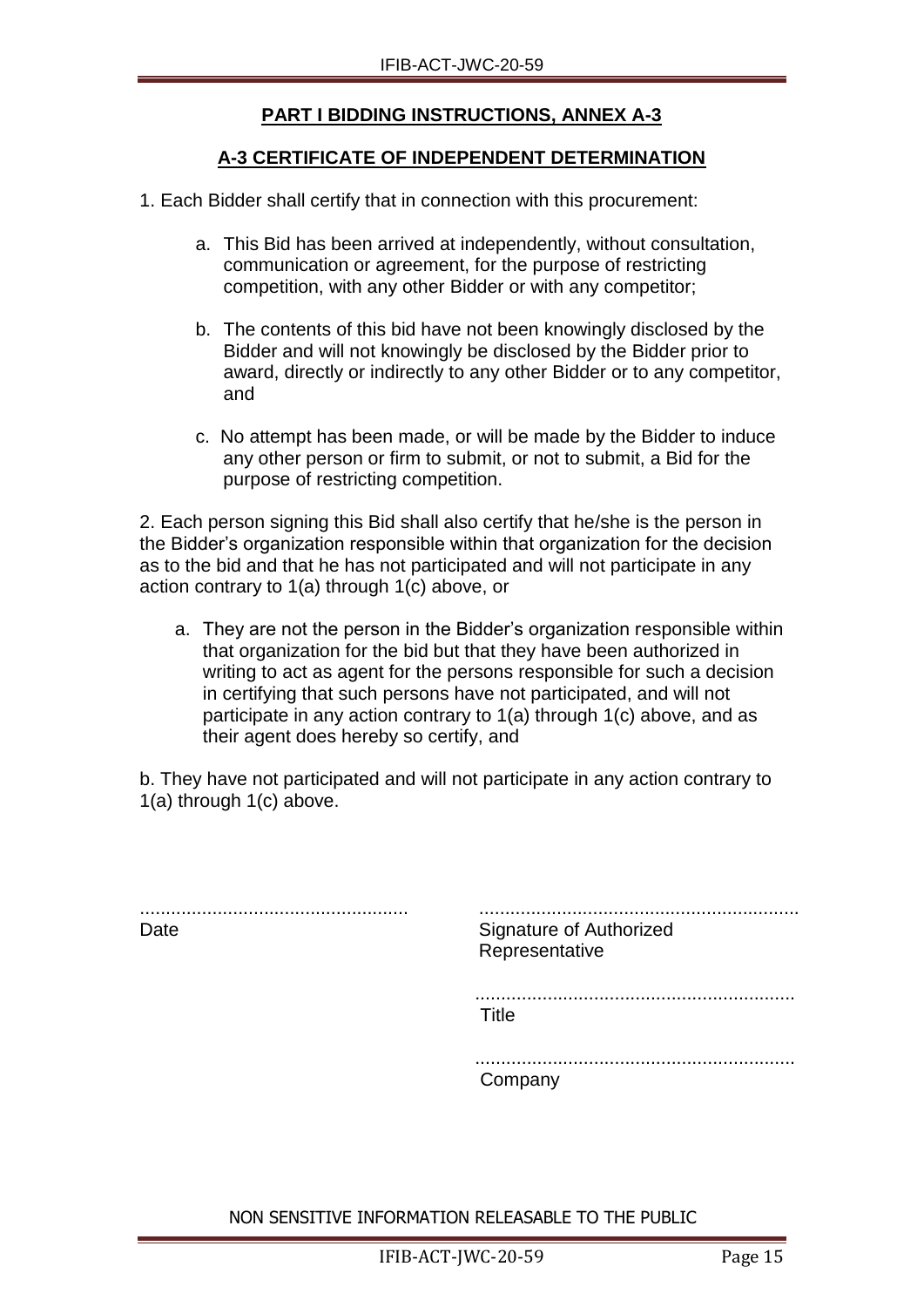## PART I BIDDING INSTRUCTIONS, ANNEX A-3

## A-3 CERTIFICATE OF INDEPENDENT DETERMINATION

1. Each Bidder shall certify that in connection with this procurement:

   a. This Bid has been arrived at independently, without consultation, communication or agreement, for the purpose of restricting competition, with any other Bidder or with any competitor;

   b. The contents of this bid have not been knowingly disclosed by the Bidder and will not knowingly be disclosed by the Bidder prior to award, directly or indirectly to any other Bidder or to any competitor, and

   c. No attempt has been made, or will be made by the Bidder to induce any other person or firm to submit, or not to submit, a Bid for the purpose of restricting competition.

2. Each person signing this Bid shall also certify that he/she is the person in the Bidder's organization responsible within that organization for the decision as to the bid and that he has not participated and will not participate in any action contrary to 1(a) through 1(c) above, or

   a. They are not the person in the Bidder's organization responsible within that organization for the bid but that they have been authorized in writing to act as agent for the persons responsible for such a decision in certifying that such persons have not participated, and will not participate in any action contrary to 1(a) through 1(c) above, and as their agent does hereby so certify, and

b. They have not participated and will not participate in any action contrary to 1(a) through 1(c) above.

| | |
|---|---|
| .................................................... | ............................................................. |
| Date | Signature of Authorized Representative |
| | ............................................................. |
| | Title |
| | ............................................................. |
| | Company |

NON SENSITIVE INFORMATION RELEASABLE TO THE PUBLIC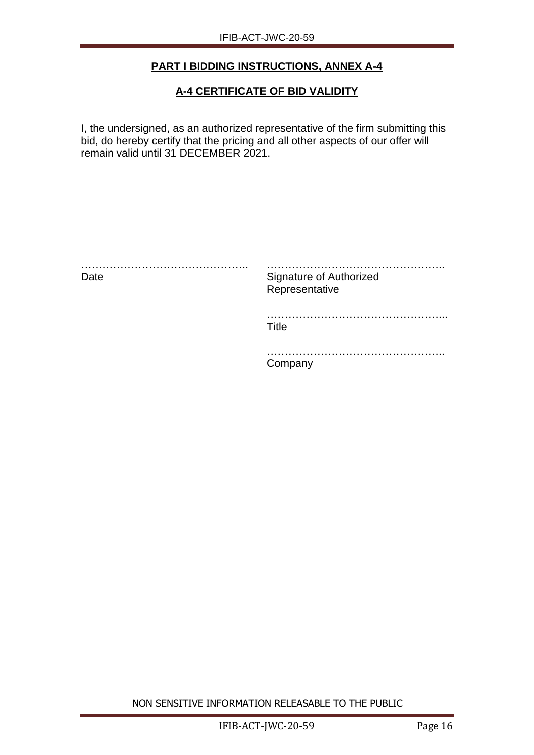## PART I BIDDING INSTRUCTIONS, ANNEX A-4

### A-4 CERTIFICATE OF BID VALIDITY

I, the undersigned, as an authorized representative of the firm submitting this bid, do hereby certify that the pricing and all other aspects of our offer will remain valid until 31 DECEMBER 2021.

| | |
|---|---|
| ……………………………………….. | ………………………………………….. |
| Date | Signature of Authorized Representative |
| | ………………………………………….. |
| | Title |
| | ………………………………………….. |
| | Company |

NON SENSITIVE INFORMATION RELEASABLE TO THE PUBLIC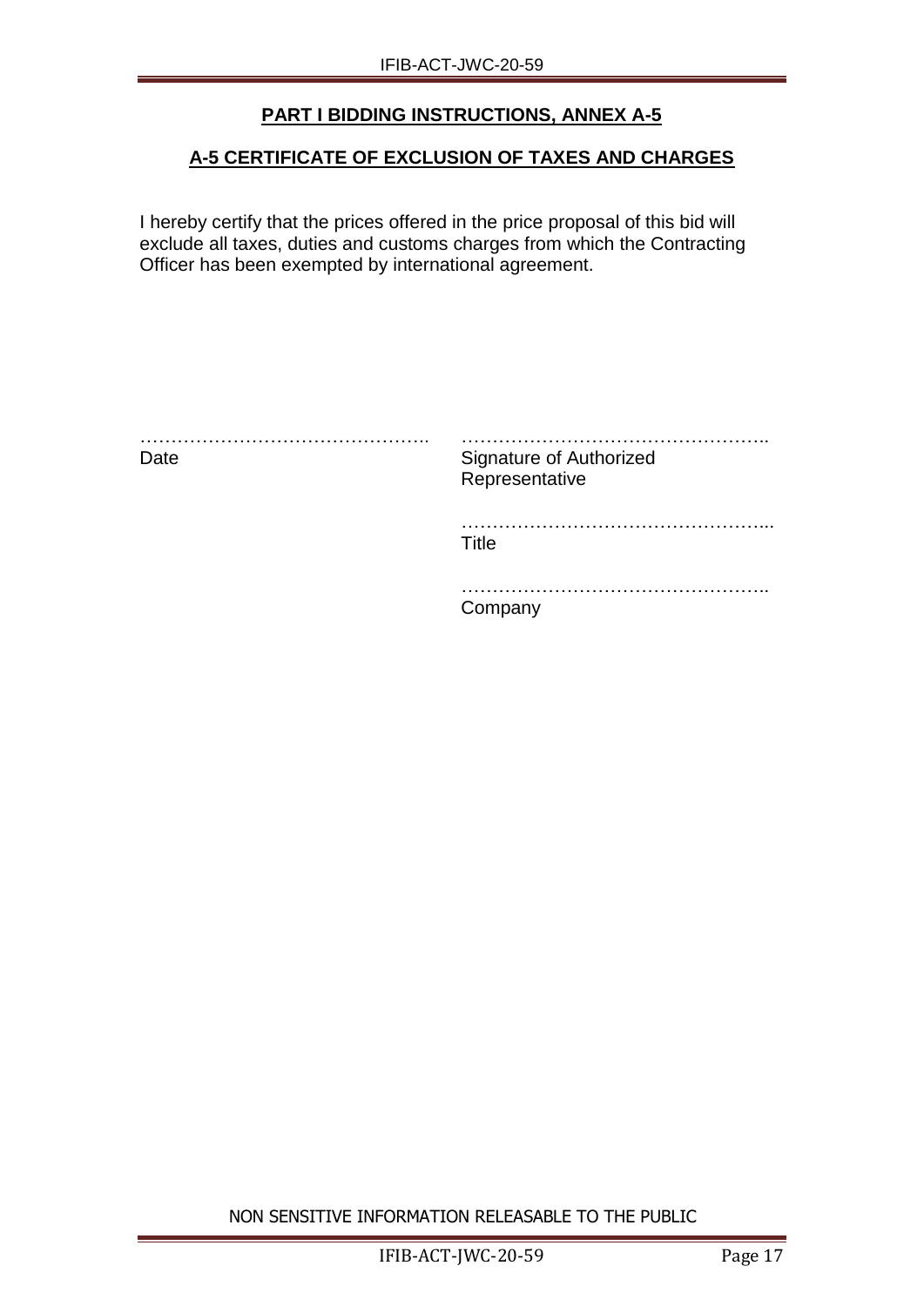## PART I BIDDING INSTRUCTIONS, ANNEX A-5

## A-5 CERTIFICATE OF EXCLUSION OF TAXES AND CHARGES

I hereby certify that the prices offered in the price proposal of this bid will exclude all taxes, duties and customs charges from which the Contracting Officer has been exempted by international agreement.

| | |
|---|---|
| ……………………………………….. | ……………………………………….. |
| Date | Signature of Authorized Representative |
| | ………………………………………... |
| | Title |
| | ……………………………………….. |
| | Company |

NON SENSITIVE INFORMATION RELEASABLE TO THE PUBLIC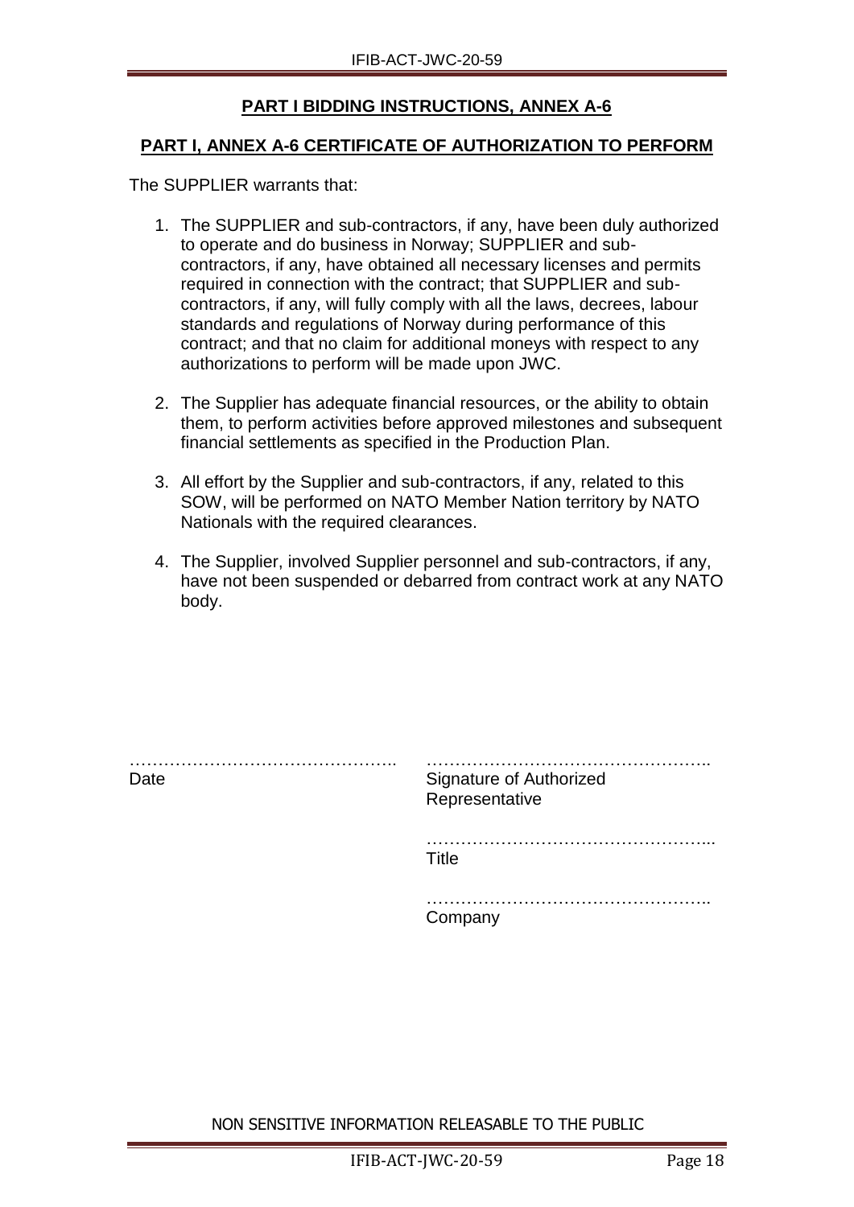## PART I BIDDING INSTRUCTIONS, ANNEX A-6

### PART I, ANNEX A-6 CERTIFICATE OF AUTHORIZATION TO PERFORM

The SUPPLIER warrants that:

1. The SUPPLIER and sub-contractors, if any, have been duly authorized to operate and do business in Norway; SUPPLIER and sub-contractors, if any, have obtained all necessary licenses and permits required in connection with the contract; that SUPPLIER and sub-contractors, if any, will fully comply with all the laws, decrees, labour standards and regulations of Norway during performance of this contract; and that no claim for additional moneys with respect to any authorizations to perform will be made upon JWC.

2. The Supplier has adequate financial resources, or the ability to obtain them, to perform activities before approved milestones and subsequent financial settlements as specified in the Production Plan.

3. All effort by the Supplier and sub-contractors, if any, related to this SOW, will be performed on NATO Member Nation territory by NATO Nationals with the required clearances.

4. The Supplier, involved Supplier personnel and sub-contractors, if any, have not been suspended or debarred from contract work at any NATO body.

……………………………………….. 
Date

………………………………………….. 
Signature of Authorized Representative

…………………………………………... 
Title

………………………………………….. 
Company

NON SENSITIVE INFORMATION RELEASABLE TO THE PUBLIC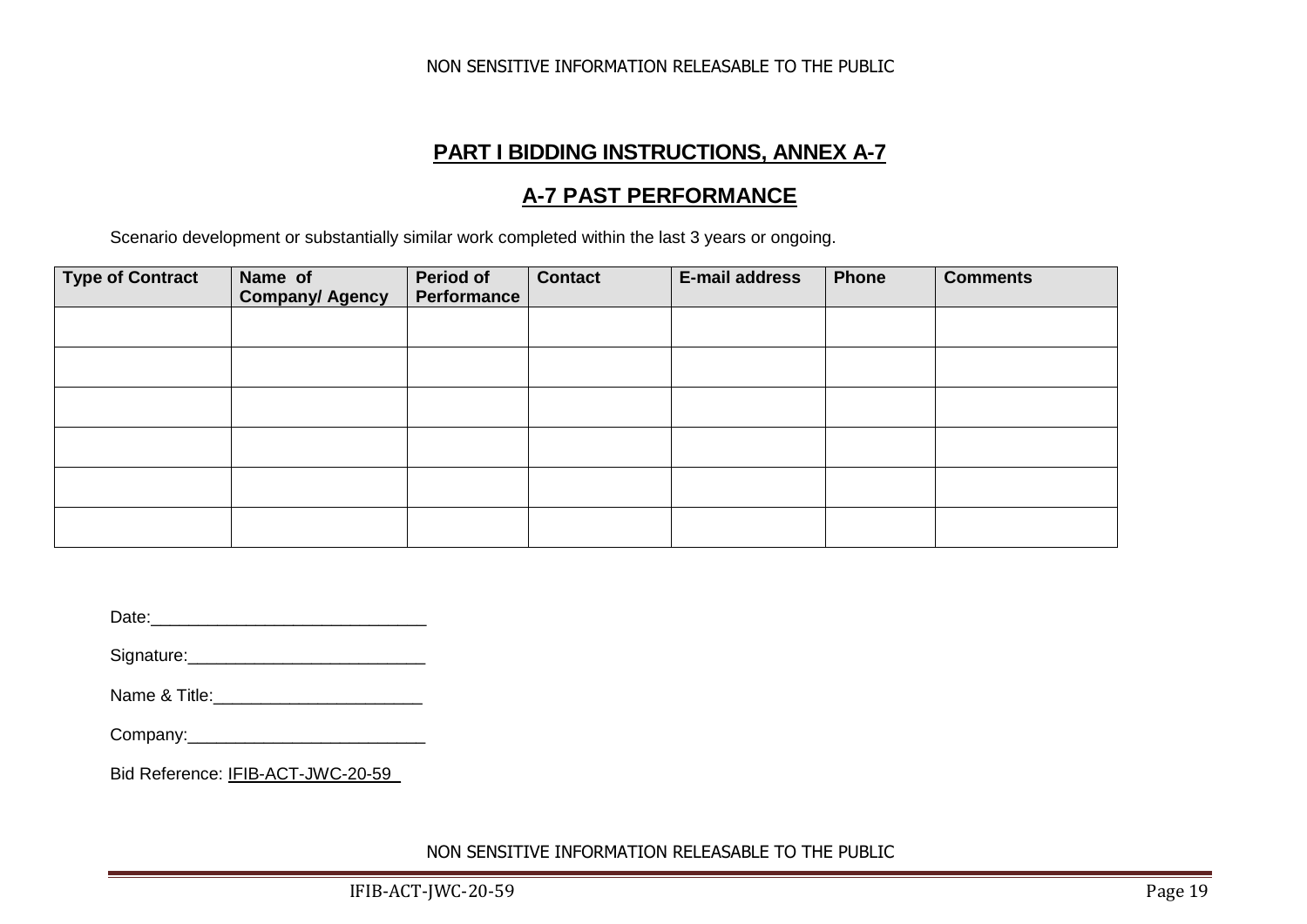NON SENSITIVE INFORMATION RELEASABLE TO THE PUBLIC

## PART I BIDDING INSTRUCTIONS, ANNEX A-7

## A-7 PAST PERFORMANCE

Scenario development or substantially similar work completed within the last 3 years or ongoing.

| Type of Contract | Name of Company/ Agency | Period of Performance | Contact | E-mail address | Phone | Comments |
|---|---|---|---|---|---|---|
| | | | | | | |
| | | | | | | |
| | | | | | | |
| | | | | | | |
| | | | | | | |
| | | | | | | |

Date:______________________________

Signature:_________________________

Name & Title:______________________

Company:_________________________

Bid Reference: IFIB-ACT-JWC-20-59

NON SENSITIVE INFORMATION RELEASABLE TO THE PUBLIC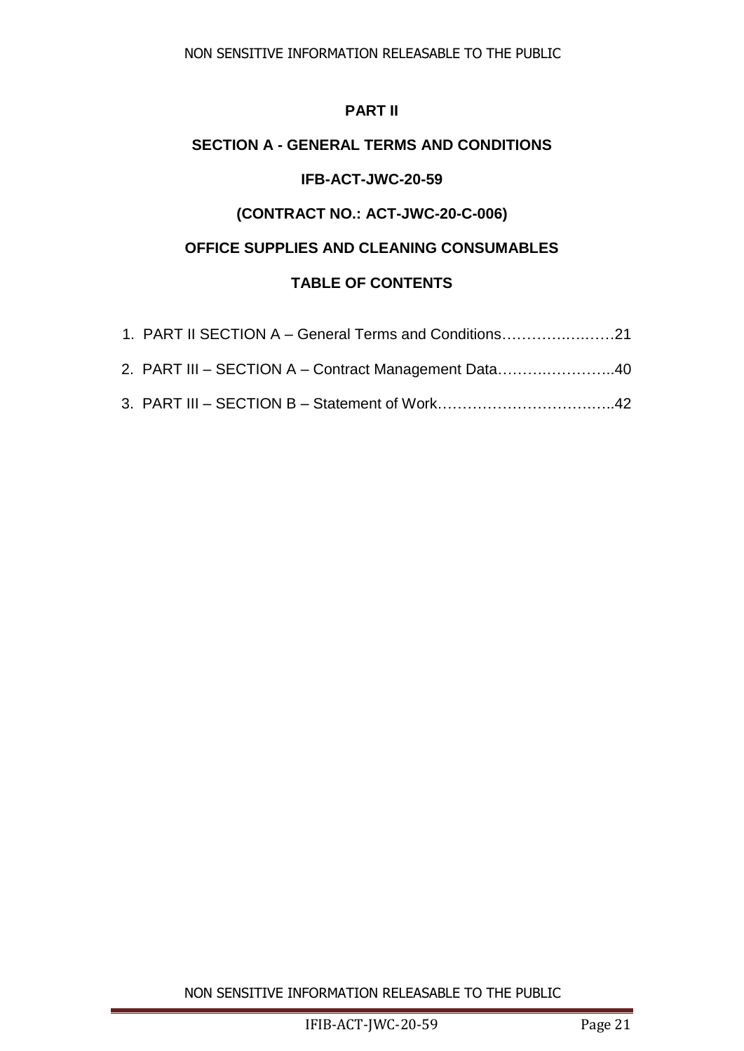# PART II

## SECTION A - GENERAL TERMS AND CONDITIONS

## IFB-ACT-JWC-20-59

## (CONTRACT NO.: ACT-JWC-20-C-006)

## OFFICE SUPPLIES AND CLEANING CONSUMABLES

## TABLE OF CONTENTS

1. PART II SECTION A – General Terms and Conditions……………….……21
2. PART III – SECTION A – Contract Management Data…………………….40
3. PART III – SECTION B – Statement of Work……………………………….42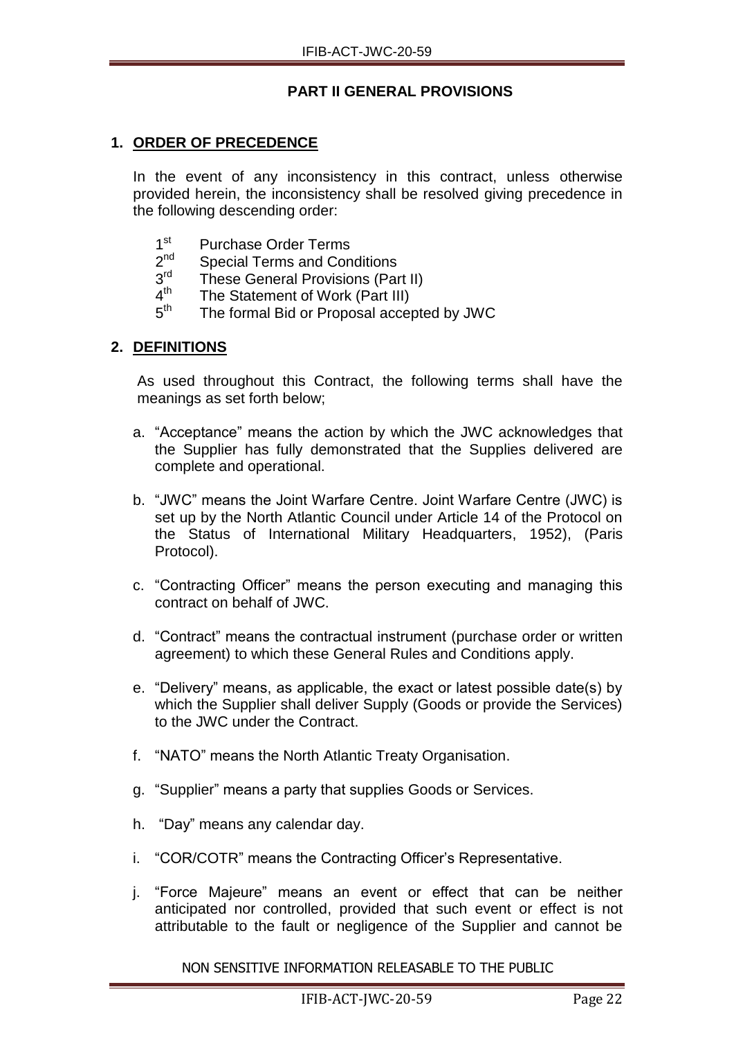## PART II GENERAL PROVISIONS

### 1. ORDER OF PRECEDENCE

In the event of any inconsistency in this contract, unless otherwise provided herein, the inconsistency shall be resolved giving precedence in the following descending order:

1st Purchase Order Terms
2nd Special Terms and Conditions
3rd These General Provisions (Part II)
4th The Statement of Work (Part III)
5th The formal Bid or Proposal accepted by JWC

### 2. DEFINITIONS

As used throughout this Contract, the following terms shall have the meanings as set forth below;

a. "Acceptance" means the action by which the JWC acknowledges that the Supplier has fully demonstrated that the Supplies delivered are complete and operational.

b. "JWC" means the Joint Warfare Centre. Joint Warfare Centre (JWC) is set up by the North Atlantic Council under Article 14 of the Protocol on the Status of International Military Headquarters, 1952), (Paris Protocol).

c. "Contracting Officer" means the person executing and managing this contract on behalf of JWC.

d. "Contract" means the contractual instrument (purchase order or written agreement) to which these General Rules and Conditions apply.

e. "Delivery" means, as applicable, the exact or latest possible date(s) by which the Supplier shall deliver Supply (Goods or provide the Services) to the JWC under the Contract.

f. "NATO" means the North Atlantic Treaty Organisation.

g. "Supplier" means a party that supplies Goods or Services.

h. "Day" means any calendar day.

i. "COR/COTR" means the Contracting Officer's Representative.

j. "Force Majeure" means an event or effect that can be neither anticipated nor controlled, provided that such event or effect is not attributable to the fault or negligence of the Supplier and cannot be

NON SENSITIVE INFORMATION RELEASABLE TO THE PUBLIC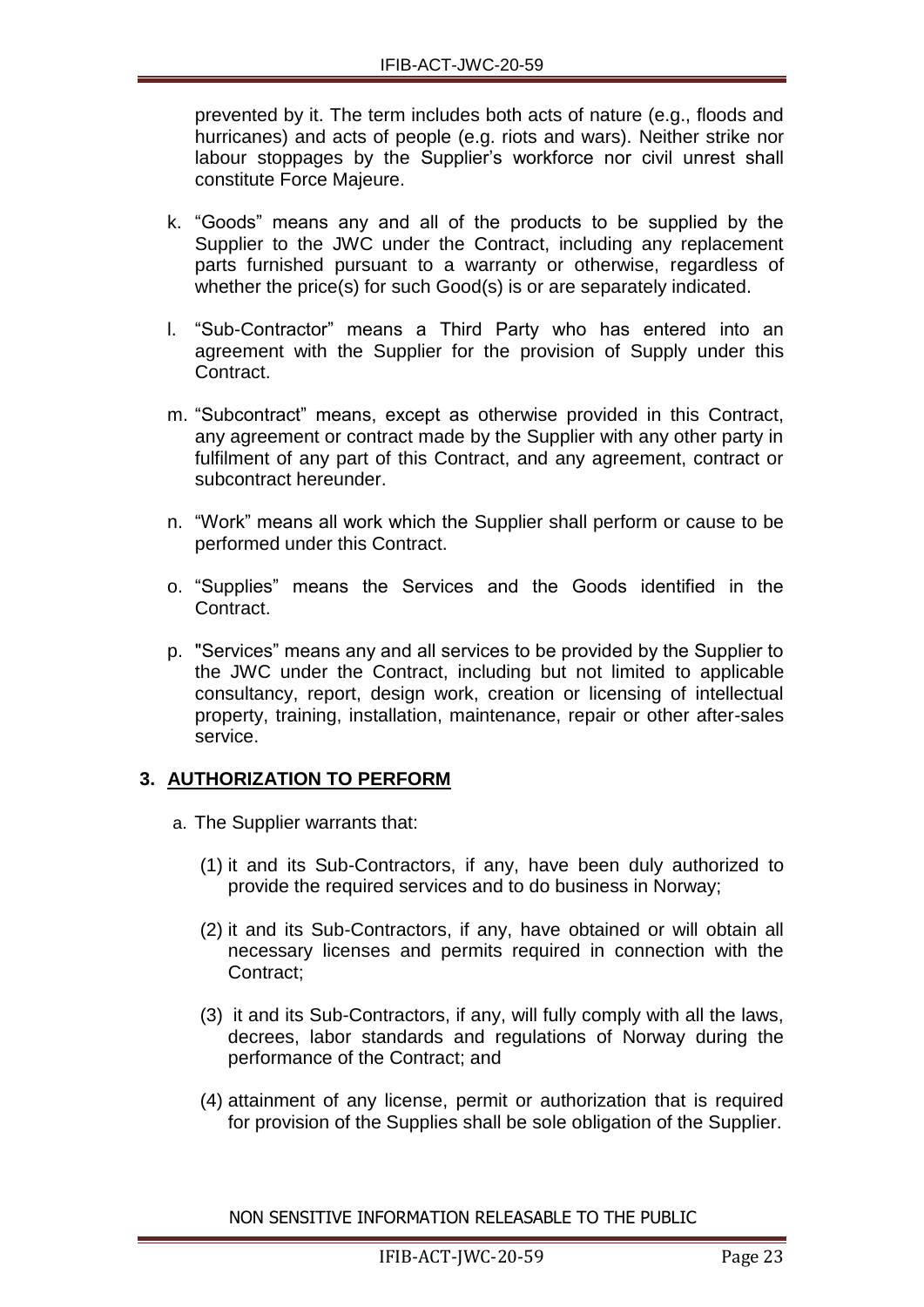prevented by it. The term includes both acts of nature (e.g., floods and hurricanes) and acts of people (e.g. riots and wars). Neither strike nor labour stoppages by the Supplier's workforce nor civil unrest shall constitute Force Majeure.

k. "Goods" means any and all of the products to be supplied by the Supplier to the JWC under the Contract, including any replacement parts furnished pursuant to a warranty or otherwise, regardless of whether the price(s) for such Good(s) is or are separately indicated.

l. "Sub-Contractor" means a Third Party who has entered into an agreement with the Supplier for the provision of Supply under this Contract.

m. "Subcontract" means, except as otherwise provided in this Contract, any agreement or contract made by the Supplier with any other party in fulfilment of any part of this Contract, and any agreement, contract or subcontract hereunder.

n. "Work" means all work which the Supplier shall perform or cause to be performed under this Contract.

o. "Supplies" means the Services and the Goods identified in the Contract.

p. "Services" means any and all services to be provided by the Supplier to the JWC under the Contract, including but not limited to applicable consultancy, report, design work, creation or licensing of intellectual property, training, installation, maintenance, repair or other after-sales service.

## 3. AUTHORIZATION TO PERFORM

a. The Supplier warrants that:

   (1) it and its Sub-Contractors, if any, have been duly authorized to provide the required services and to do business in Norway;

   (2) it and its Sub-Contractors, if any, have obtained or will obtain all necessary licenses and permits required in connection with the Contract;

   (3) it and its Sub-Contractors, if any, will fully comply with all the laws, decrees, labor standards and regulations of Norway during the performance of the Contract; and

   (4) attainment of any license, permit or authorization that is required for provision of the Supplies shall be sole obligation of the Supplier.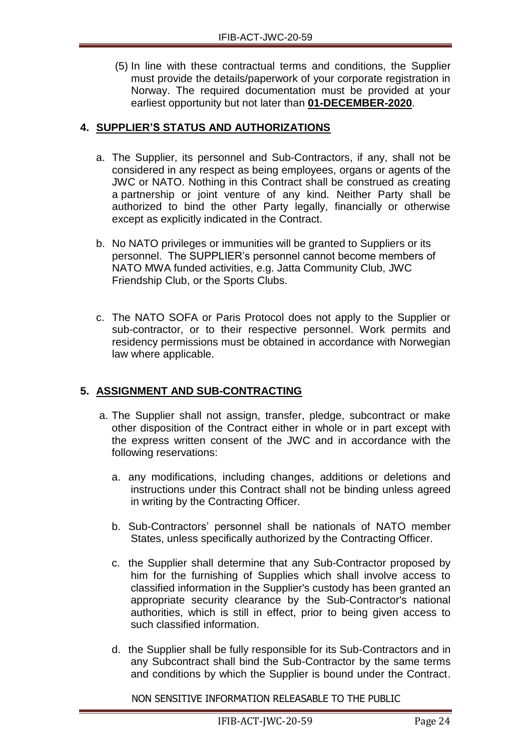(5) In line with these contractual terms and conditions, the Supplier must provide the details/paperwork of your corporate registration in Norway. The required documentation must be provided at your earliest opportunity but not later than **01-DECEMBER-2020**.

## 4. SUPPLIER'S STATUS AND AUTHORIZATIONS

a. The Supplier, its personnel and Sub-Contractors, if any, shall not be considered in any respect as being employees, organs or agents of the JWC or NATO. Nothing in this Contract shall be construed as creating a partnership or joint venture of any kind. Neither Party shall be authorized to bind the other Party legally, financially or otherwise except as explicitly indicated in the Contract.

b. No NATO privileges or immunities will be granted to Suppliers or its personnel. The SUPPLIER's personnel cannot become members of NATO MWA funded activities, e.g. Jatta Community Club, JWC Friendship Club, or the Sports Clubs.

c. The NATO SOFA or Paris Protocol does not apply to the Supplier or sub-contractor, or to their respective personnel. Work permits and residency permissions must be obtained in accordance with Norwegian law where applicable.

## 5. ASSIGNMENT AND SUB-CONTRACTING

a. The Supplier shall not assign, transfer, pledge, subcontract or make other disposition of the Contract either in whole or in part except with the express written consent of the JWC and in accordance with the following reservations:

   a. any modifications, including changes, additions or deletions and instructions under this Contract shall not be binding unless agreed in writing by the Contracting Officer.

   b. Sub-Contractors' personnel shall be nationals of NATO member States, unless specifically authorized by the Contracting Officer.

   c. the Supplier shall determine that any Sub-Contractor proposed by him for the furnishing of Supplies which shall involve access to classified information in the Supplier's custody has been granted an appropriate security clearance by the Sub-Contractor's national authorities, which is still in effect, prior to being given access to such classified information.

   d. the Supplier shall be fully responsible for its Sub-Contractors and in any Subcontract shall bind the Sub-Contractor by the same terms and conditions by which the Supplier is bound under the Contract.

NON SENSITIVE INFORMATION RELEASABLE TO THE PUBLIC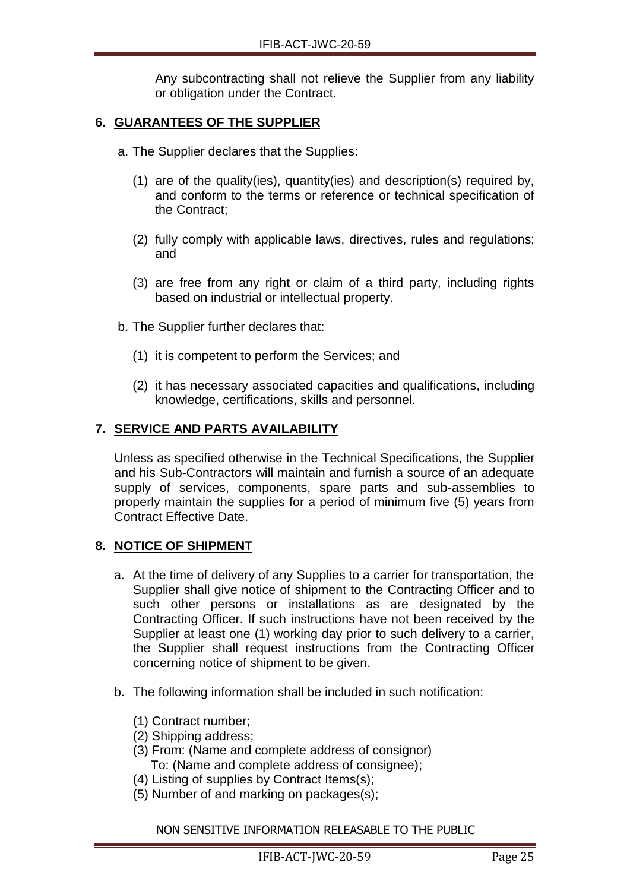Any subcontracting shall not relieve the Supplier from any liability or obligation under the Contract.

## 6. GUARANTEES OF THE SUPPLIER

a. The Supplier declares that the Supplies:

(1) are of the quality(ies), quantity(ies) and description(s) required by, and conform to the terms or reference or technical specification of the Contract;

(2) fully comply with applicable laws, directives, rules and regulations; and

(3) are free from any right or claim of a third party, including rights based on industrial or intellectual property.

b. The Supplier further declares that:

(1) it is competent to perform the Services; and

(2) it has necessary associated capacities and qualifications, including knowledge, certifications, skills and personnel.

## 7. SERVICE AND PARTS AVAILABILITY

Unless as specified otherwise in the Technical Specifications, the Supplier and his Sub-Contractors will maintain and furnish a source of an adequate supply of services, components, spare parts and sub-assemblies to properly maintain the supplies for a period of minimum five (5) years from Contract Effective Date.

## 8. NOTICE OF SHIPMENT

a. At the time of delivery of any Supplies to a carrier for transportation, the Supplier shall give notice of shipment to the Contracting Officer and to such other persons or installations as are designated by the Contracting Officer. If such instructions have not been received by the Supplier at least one (1) working day prior to such delivery to a carrier, the Supplier shall request instructions from the Contracting Officer concerning notice of shipment to be given.

b. The following information shall be included in such notification:

(1) Contract number;
(2) Shipping address;
(3) From: (Name and complete address of consignor)
To: (Name and complete address of consignee);
(4) Listing of supplies by Contract Items(s);
(5) Number of and marking on packages(s);

NON SENSITIVE INFORMATION RELEASABLE TO THE PUBLIC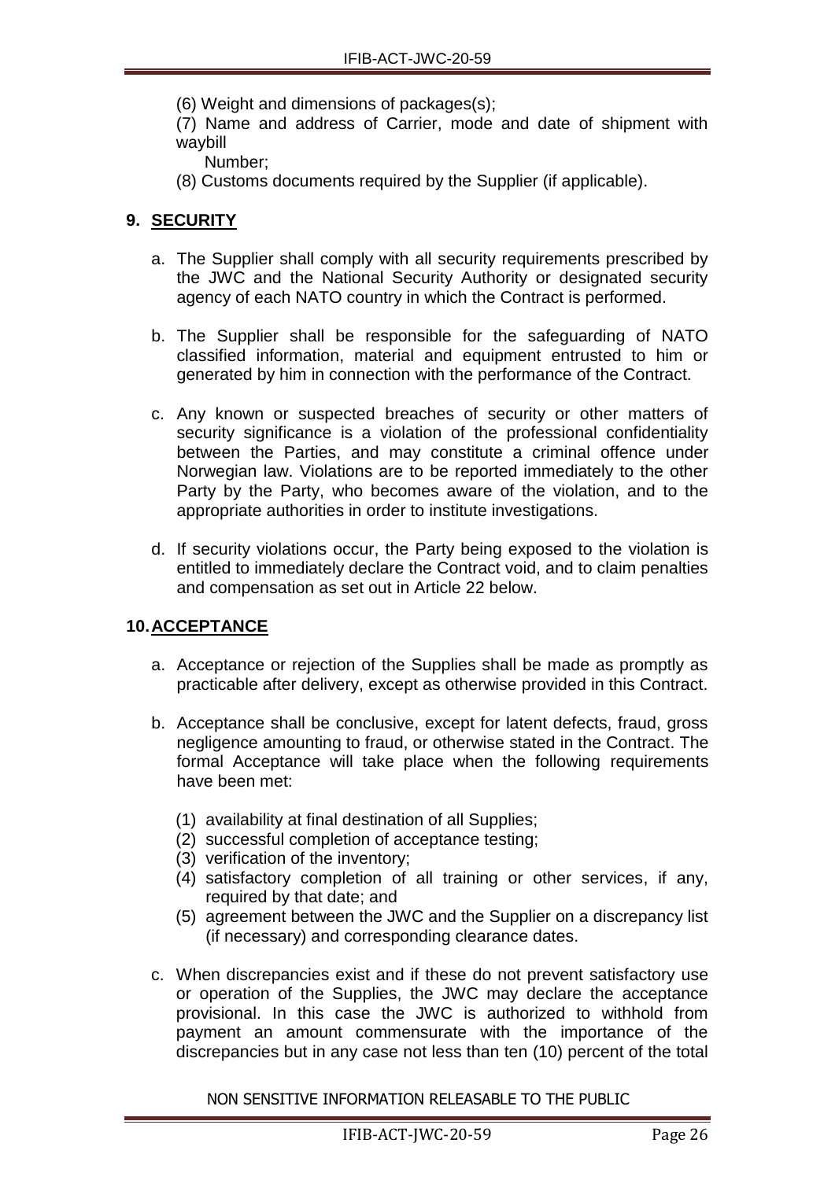(6) Weight and dimensions of packages(s);

(7) Name and address of Carrier, mode and date of shipment with waybill Number;

(8) Customs documents required by the Supplier (if applicable).

## 9. SECURITY

a. The Supplier shall comply with all security requirements prescribed by the JWC and the National Security Authority or designated security agency of each NATO country in which the Contract is performed.

b. The Supplier shall be responsible for the safeguarding of NATO classified information, material and equipment entrusted to him or generated by him in connection with the performance of the Contract.

c. Any known or suspected breaches of security or other matters of security significance is a violation of the professional confidentiality between the Parties, and may constitute a criminal offence under Norwegian law. Violations are to be reported immediately to the other Party by the Party, who becomes aware of the violation, and to the appropriate authorities in order to institute investigations.

d. If security violations occur, the Party being exposed to the violation is entitled to immediately declare the Contract void, and to claim penalties and compensation as set out in Article 22 below.

## 10. ACCEPTANCE

a. Acceptance or rejection of the Supplies shall be made as promptly as practicable after delivery, except as otherwise provided in this Contract.

b. Acceptance shall be conclusive, except for latent defects, fraud, gross negligence amounting to fraud, or otherwise stated in the Contract. The formal Acceptance will take place when the following requirements have been met:

   (1) availability at final destination of all Supplies;
   (2) successful completion of acceptance testing;
   (3) verification of the inventory;
   (4) satisfactory completion of all training or other services, if any, required by that date; and
   (5) agreement between the JWC and the Supplier on a discrepancy list (if necessary) and corresponding clearance dates.

c. When discrepancies exist and if these do not prevent satisfactory use or operation of the Supplies, the JWC may declare the acceptance provisional. In this case the JWC is authorized to withhold from payment an amount commensurate with the importance of the discrepancies but in any case not less than ten (10) percent of the total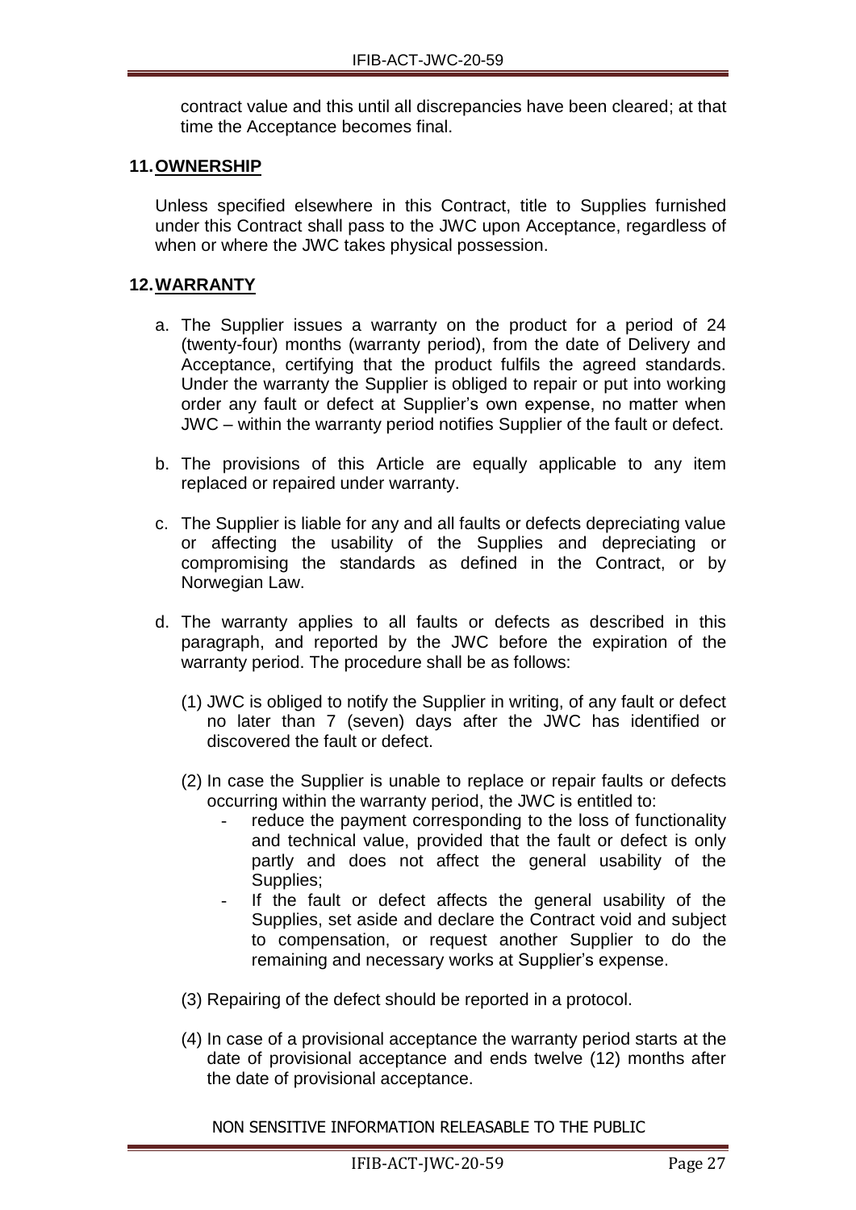contract value and this until all discrepancies have been cleared; at that time the Acceptance becomes final.

## 11. OWNERSHIP

Unless specified elsewhere in this Contract, title to Supplies furnished under this Contract shall pass to the JWC upon Acceptance, regardless of when or where the JWC takes physical possession.

## 12. WARRANTY

a. The Supplier issues a warranty on the product for a period of 24 (twenty-four) months (warranty period), from the date of Delivery and Acceptance, certifying that the product fulfils the agreed standards. Under the warranty the Supplier is obliged to repair or put into working order any fault or defect at Supplier's own expense, no matter when JWC – within the warranty period notifies Supplier of the fault or defect.

b. The provisions of this Article are equally applicable to any item replaced or repaired under warranty.

c. The Supplier is liable for any and all faults or defects depreciating value or affecting the usability of the Supplies and depreciating or compromising the standards as defined in the Contract, or by Norwegian Law.

d. The warranty applies to all faults or defects as described in this paragraph, and reported by the JWC before the expiration of the warranty period. The procedure shall be as follows:

(1) JWC is obliged to notify the Supplier in writing, of any fault or defect no later than 7 (seven) days after the JWC has identified or discovered the fault or defect.

(2) In case the Supplier is unable to replace or repair faults or defects occurring within the warranty period, the JWC is entitled to:

- reduce the payment corresponding to the loss of functionality and technical value, provided that the fault or defect is only partly and does not affect the general usability of the Supplies;
- If the fault or defect affects the general usability of the Supplies, set aside and declare the Contract void and subject to compensation, or request another Supplier to do the remaining and necessary works at Supplier's expense.

(3) Repairing of the defect should be reported in a protocol.

(4) In case of a provisional acceptance the warranty period starts at the date of provisional acceptance and ends twelve (12) months after the date of provisional acceptance.

NON SENSITIVE INFORMATION RELEASABLE TO THE PUBLIC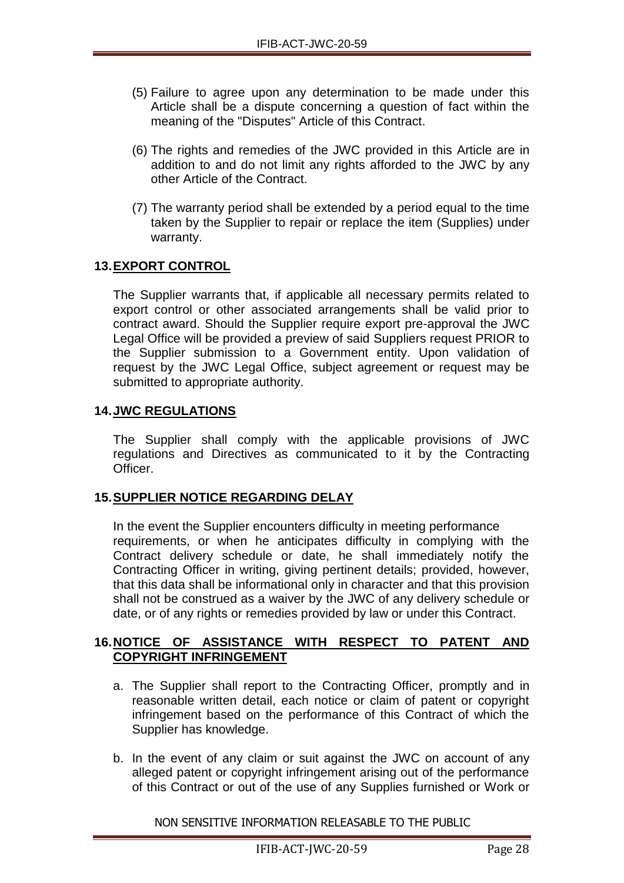(5) Failure to agree upon any determination to be made under this Article shall be a dispute concerning a question of fact within the meaning of the "Disputes" Article of this Contract.

(6) The rights and remedies of the JWC provided in this Article are in addition to and do not limit any rights afforded to the JWC by any other Article of the Contract.

(7) The warranty period shall be extended by a period equal to the time taken by the Supplier to repair or replace the item (Supplies) under warranty.

## 13. EXPORT CONTROL

The Supplier warrants that, if applicable all necessary permits related to export control or other associated arrangements shall be valid prior to contract award. Should the Supplier require export pre-approval the JWC Legal Office will be provided a preview of said Suppliers request PRIOR to the Supplier submission to a Government entity. Upon validation of request by the JWC Legal Office, subject agreement or request may be submitted to appropriate authority.

## 14. JWC REGULATIONS

The Supplier shall comply with the applicable provisions of JWC regulations and Directives as communicated to it by the Contracting Officer.

## 15. SUPPLIER NOTICE REGARDING DELAY

In the event the Supplier encounters difficulty in meeting performance requirements, or when he anticipates difficulty in complying with the Contract delivery schedule or date, he shall immediately notify the Contracting Officer in writing, giving pertinent details; provided, however, that this data shall be informational only in character and that this provision shall not be construed as a waiver by the JWC of any delivery schedule or date, or of any rights or remedies provided by law or under this Contract.

## 16. NOTICE OF ASSISTANCE WITH RESPECT TO PATENT AND COPYRIGHT INFRINGEMENT

a. The Supplier shall report to the Contracting Officer, promptly and in reasonable written detail, each notice or claim of patent or copyright infringement based on the performance of this Contract of which the Supplier has knowledge.

b. In the event of any claim or suit against the JWC on account of any alleged patent or copyright infringement arising out of the performance of this Contract or out of the use of any Supplies furnished or Work or

NON SENSITIVE INFORMATION RELEASABLE TO THE PUBLIC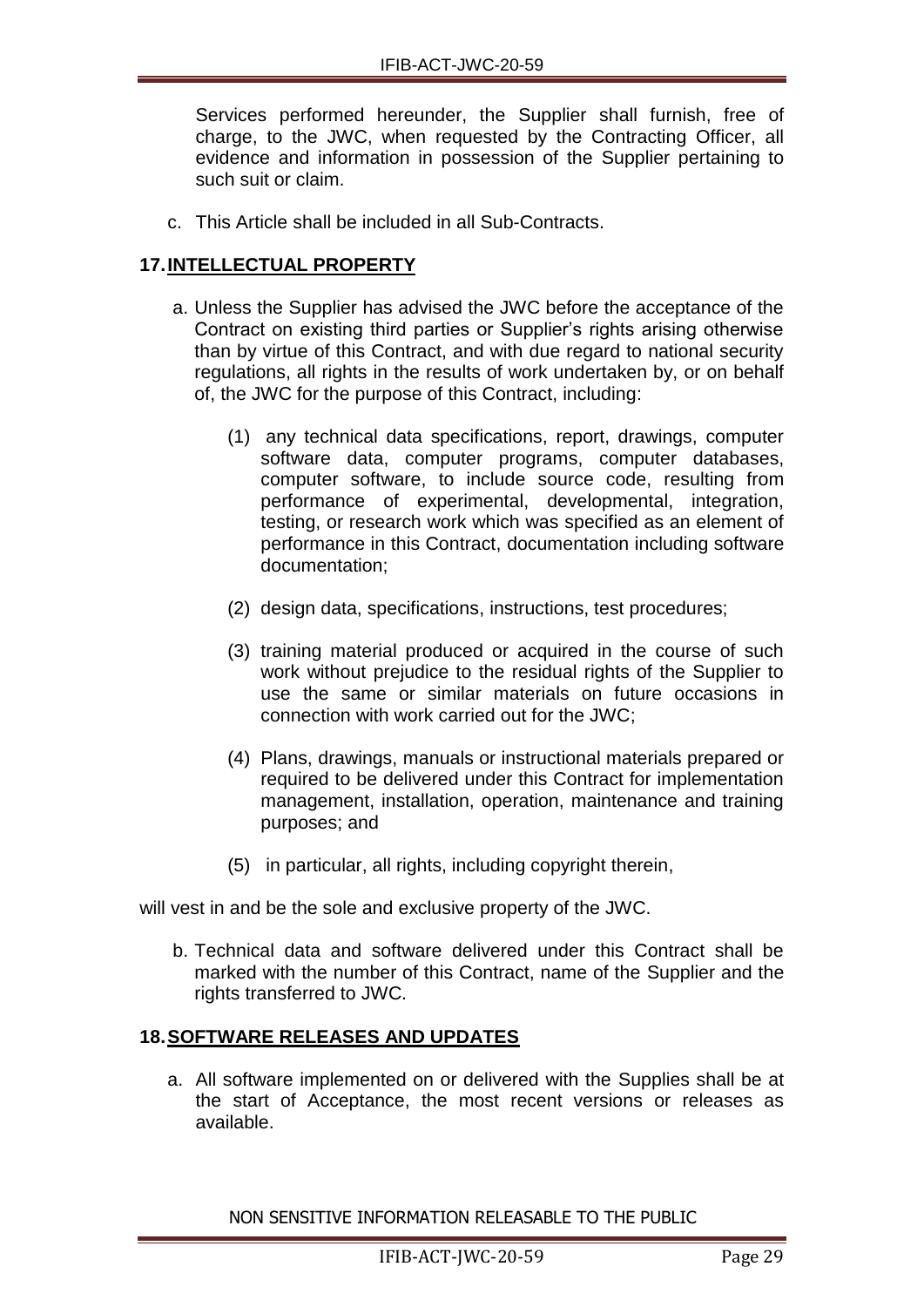Services performed hereunder, the Supplier shall furnish, free of charge, to the JWC, when requested by the Contracting Officer, all evidence and information in possession of the Supplier pertaining to such suit or claim.

c. This Article shall be included in all Sub-Contracts.

## 17. INTELLECTUAL PROPERTY

a. Unless the Supplier has advised the JWC before the acceptance of the Contract on existing third parties or Supplier's rights arising otherwise than by virtue of this Contract, and with due regard to national security regulations, all rights in the results of work undertaken by, or on behalf of, the JWC for the purpose of this Contract, including:

   (1) any technical data specifications, report, drawings, computer software data, computer programs, computer databases, computer software, to include source code, resulting from performance of experimental, developmental, integration, testing, or research work which was specified as an element of performance in this Contract, documentation including software documentation;

   (2) design data, specifications, instructions, test procedures;

   (3) training material produced or acquired in the course of such work without prejudice to the residual rights of the Supplier to use the same or similar materials on future occasions in connection with work carried out for the JWC;

   (4) Plans, drawings, manuals or instructional materials prepared or required to be delivered under this Contract for implementation management, installation, operation, maintenance and training purposes; and

   (5) in particular, all rights, including copyright therein,

will vest in and be the sole and exclusive property of the JWC.

b. Technical data and software delivered under this Contract shall be marked with the number of this Contract, name of the Supplier and the rights transferred to JWC.

## 18. SOFTWARE RELEASES AND UPDATES

a. All software implemented on or delivered with the Supplies shall be at the start of Acceptance, the most recent versions or releases as available.

NON SENSITIVE INFORMATION RELEASABLE TO THE PUBLIC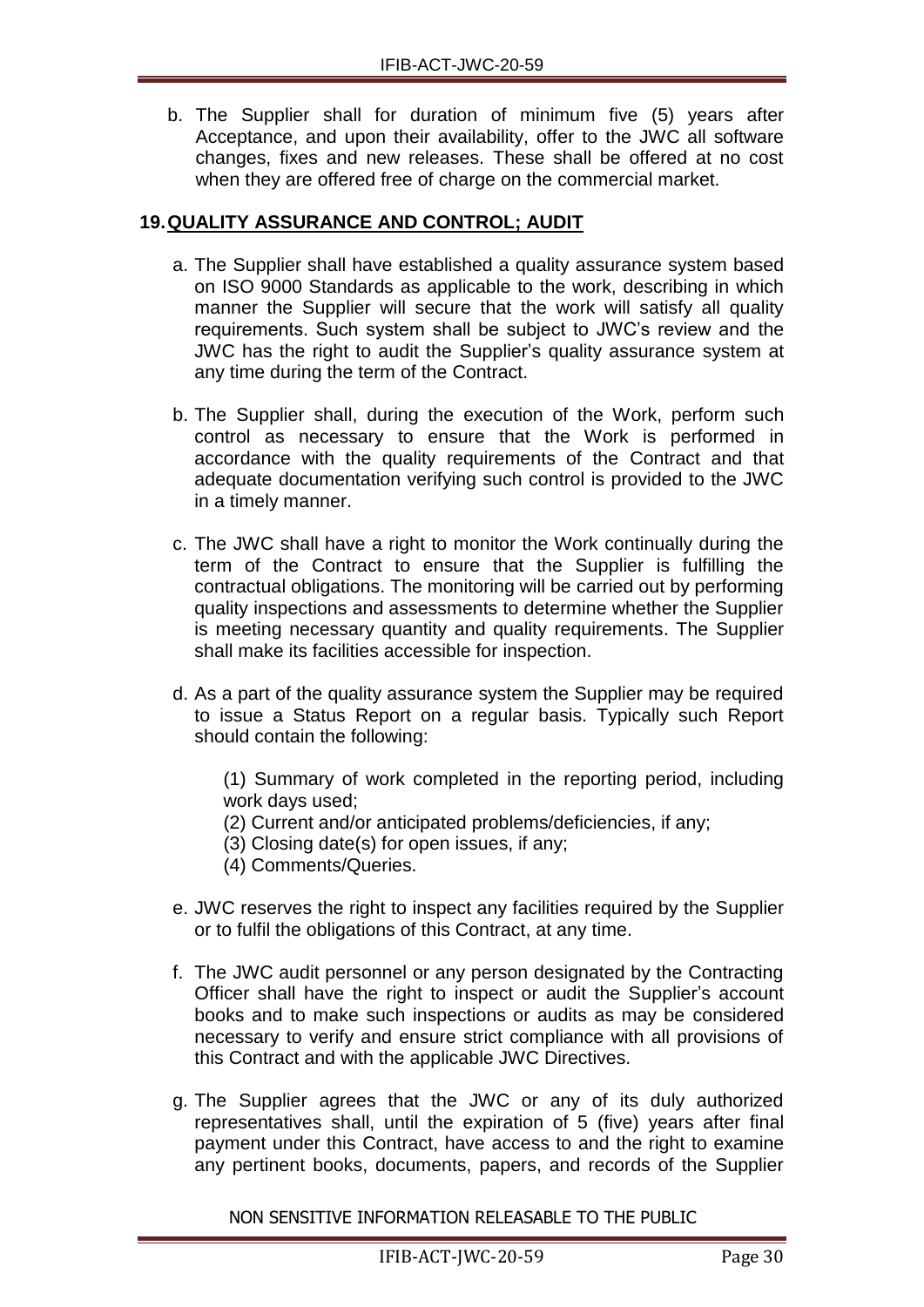b. The Supplier shall for duration of minimum five (5) years after Acceptance, and upon their availability, offer to the JWC all software changes, fixes and new releases. These shall be offered at no cost when they are offered free of charge on the commercial market.

## 19. QUALITY ASSURANCE AND CONTROL; AUDIT

a. The Supplier shall have established a quality assurance system based on ISO 9000 Standards as applicable to the work, describing in which manner the Supplier will secure that the work will satisfy all quality requirements. Such system shall be subject to JWC's review and the JWC has the right to audit the Supplier's quality assurance system at any time during the term of the Contract.

b. The Supplier shall, during the execution of the Work, perform such control as necessary to ensure that the Work is performed in accordance with the quality requirements of the Contract and that adequate documentation verifying such control is provided to the JWC in a timely manner.

c. The JWC shall have a right to monitor the Work continually during the term of the Contract to ensure that the Supplier is fulfilling the contractual obligations. The monitoring will be carried out by performing quality inspections and assessments to determine whether the Supplier is meeting necessary quantity and quality requirements. The Supplier shall make its facilities accessible for inspection.

d. As a part of the quality assurance system the Supplier may be required to issue a Status Report on a regular basis. Typically such Report should contain the following:

(1) Summary of work completed in the reporting period, including work days used;
(2) Current and/or anticipated problems/deficiencies, if any;
(3) Closing date(s) for open issues, if any;
(4) Comments/Queries.

e. JWC reserves the right to inspect any facilities required by the Supplier or to fulfil the obligations of this Contract, at any time.

f. The JWC audit personnel or any person designated by the Contracting Officer shall have the right to inspect or audit the Supplier's account books and to make such inspections or audits as may be considered necessary to verify and ensure strict compliance with all provisions of this Contract and with the applicable JWC Directives.

g. The Supplier agrees that the JWC or any of its duly authorized representatives shall, until the expiration of 5 (five) years after final payment under this Contract, have access to and the right to examine any pertinent books, documents, papers, and records of the Supplier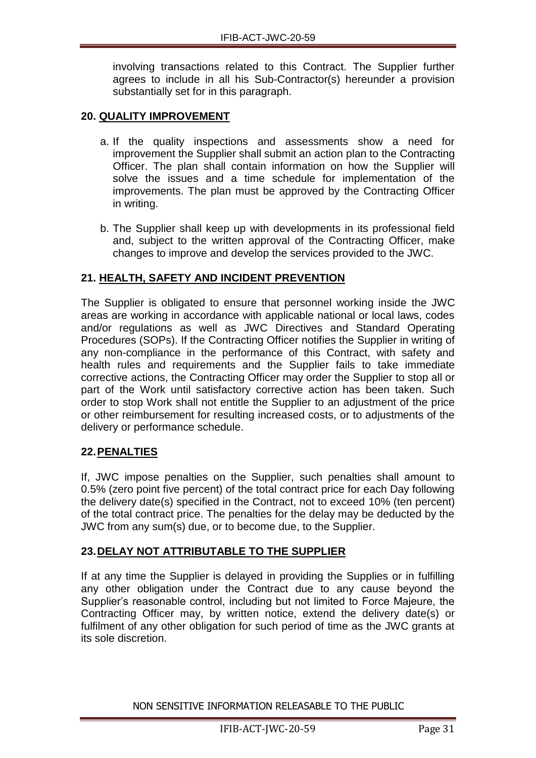involving transactions related to this Contract. The Supplier further agrees to include in all his Sub-Contractor(s) hereunder a provision substantially set for in this paragraph.

## 20. QUALITY IMPROVEMENT

a. If the quality inspections and assessments show a need for improvement the Supplier shall submit an action plan to the Contracting Officer. The plan shall contain information on how the Supplier will solve the issues and a time schedule for implementation of the improvements. The plan must be approved by the Contracting Officer in writing.

b. The Supplier shall keep up with developments in its professional field and, subject to the written approval of the Contracting Officer, make changes to improve and develop the services provided to the JWC.

## 21. HEALTH, SAFETY AND INCIDENT PREVENTION

The Supplier is obligated to ensure that personnel working inside the JWC areas are working in accordance with applicable national or local laws, codes and/or regulations as well as JWC Directives and Standard Operating Procedures (SOPs). If the Contracting Officer notifies the Supplier in writing of any non-compliance in the performance of this Contract, with safety and health rules and requirements and the Supplier fails to take immediate corrective actions, the Contracting Officer may order the Supplier to stop all or part of the Work until satisfactory corrective action has been taken. Such order to stop Work shall not entitle the Supplier to an adjustment of the price or other reimbursement for resulting increased costs, or to adjustments of the delivery or performance schedule.

## 22. PENALTIES

If, JWC impose penalties on the Supplier, such penalties shall amount to 0.5% (zero point five percent) of the total contract price for each Day following the delivery date(s) specified in the Contract, not to exceed 10% (ten percent) of the total contract price. The penalties for the delay may be deducted by the JWC from any sum(s) due, or to become due, to the Supplier.

## 23. DELAY NOT ATTRIBUTABLE TO THE SUPPLIER

If at any time the Supplier is delayed in providing the Supplies or in fulfilling any other obligation under the Contract due to any cause beyond the Supplier's reasonable control, including but not limited to Force Majeure, the Contracting Officer may, by written notice, extend the delivery date(s) or fulfilment of any other obligation for such period of time as the JWC grants at its sole discretion.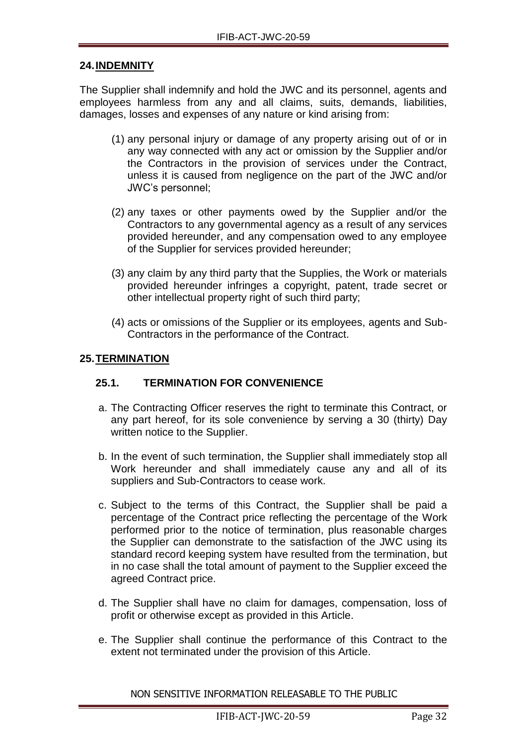## 24. INDEMNITY

The Supplier shall indemnify and hold the JWC and its personnel, agents and employees harmless from any and all claims, suits, demands, liabilities, damages, losses and expenses of any nature or kind arising from:

(1) any personal injury or damage of any property arising out of or in any way connected with any act or omission by the Supplier and/or the Contractors in the provision of services under the Contract, unless it is caused from negligence on the part of the JWC and/or JWC's personnel;

(2) any taxes or other payments owed by the Supplier and/or the Contractors to any governmental agency as a result of any services provided hereunder, and any compensation owed to any employee of the Supplier for services provided hereunder;

(3) any claim by any third party that the Supplies, the Work or materials provided hereunder infringes a copyright, patent, trade secret or other intellectual property right of such third party;

(4) acts or omissions of the Supplier or its employees, agents and Sub-Contractors in the performance of the Contract.

## 25. TERMINATION

### 25.1. TERMINATION FOR CONVENIENCE

a. The Contracting Officer reserves the right to terminate this Contract, or any part hereof, for its sole convenience by serving a 30 (thirty) Day written notice to the Supplier.

b. In the event of such termination, the Supplier shall immediately stop all Work hereunder and shall immediately cause any and all of its suppliers and Sub-Contractors to cease work.

c. Subject to the terms of this Contract, the Supplier shall be paid a percentage of the Contract price reflecting the percentage of the Work performed prior to the notice of termination, plus reasonable charges the Supplier can demonstrate to the satisfaction of the JWC using its standard record keeping system have resulted from the termination, but in no case shall the total amount of payment to the Supplier exceed the agreed Contract price.

d. The Supplier shall have no claim for damages, compensation, loss of profit or otherwise except as provided in this Article.

e. The Supplier shall continue the performance of this Contract to the extent not terminated under the provision of this Article.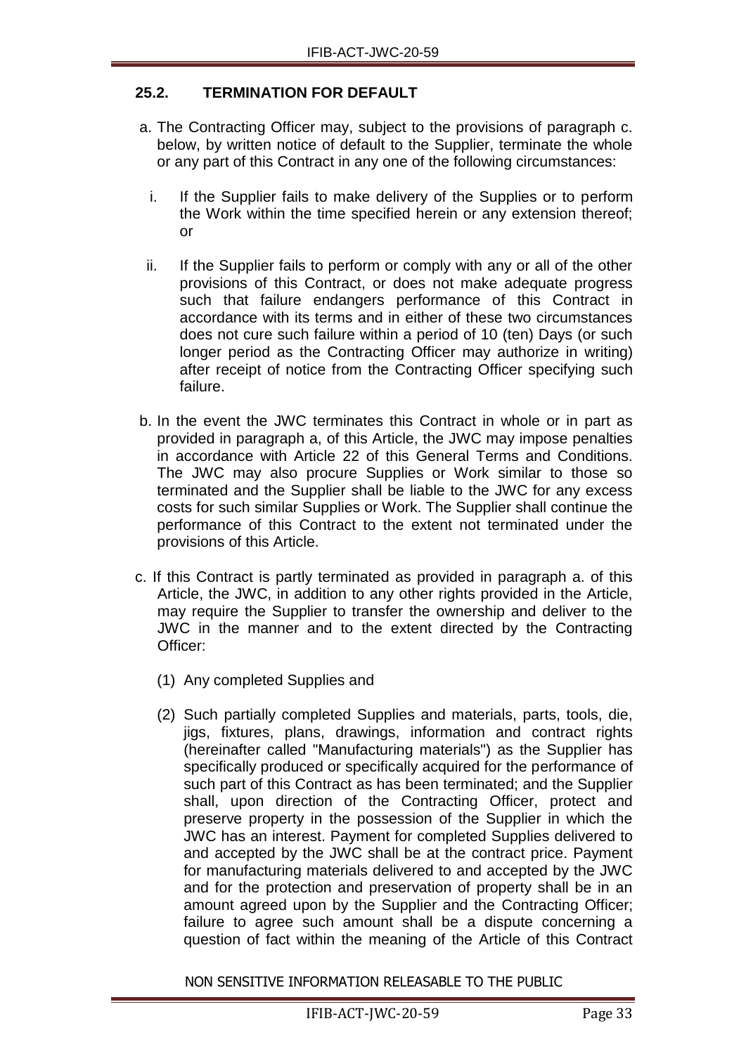### 25.2. TERMINATION FOR DEFAULT

a. The Contracting Officer may, subject to the provisions of paragraph c. below, by written notice of default to the Supplier, terminate the whole or any part of this Contract in any one of the following circumstances:

   i. If the Supplier fails to make delivery of the Supplies or to perform the Work within the time specified herein or any extension thereof; or

   ii. If the Supplier fails to perform or comply with any or all of the other provisions of this Contract, or does not make adequate progress such that failure endangers performance of this Contract in accordance with its terms and in either of these two circumstances does not cure such failure within a period of 10 (ten) Days (or such longer period as the Contracting Officer may authorize in writing) after receipt of notice from the Contracting Officer specifying such failure.

b. In the event the JWC terminates this Contract in whole or in part as provided in paragraph a, of this Article, the JWC may impose penalties in accordance with Article 22 of this General Terms and Conditions. The JWC may also procure Supplies or Work similar to those so terminated and the Supplier shall be liable to the JWC for any excess costs for such similar Supplies or Work. The Supplier shall continue the performance of this Contract to the extent not terminated under the provisions of this Article.

c. If this Contract is partly terminated as provided in paragraph a. of this Article, the JWC, in addition to any other rights provided in the Article, may require the Supplier to transfer the ownership and deliver to the JWC in the manner and to the extent directed by the Contracting Officer:

   (1) Any completed Supplies and

   (2) Such partially completed Supplies and materials, parts, tools, die, jigs, fixtures, plans, drawings, information and contract rights (hereinafter called "Manufacturing materials") as the Supplier has specifically produced or specifically acquired for the performance of such part of this Contract as has been terminated; and the Supplier shall, upon direction of the Contracting Officer, protect and preserve property in the possession of the Supplier in which the JWC has an interest. Payment for completed Supplies delivered to and accepted by the JWC shall be at the contract price. Payment for manufacturing materials delivered to and accepted by the JWC and for the protection and preservation of property shall be in an amount agreed upon by the Supplier and the Contracting Officer; failure to agree such amount shall be a dispute concerning a question of fact within the meaning of the Article of this Contract

NON SENSITIVE INFORMATION RELEASABLE TO THE PUBLIC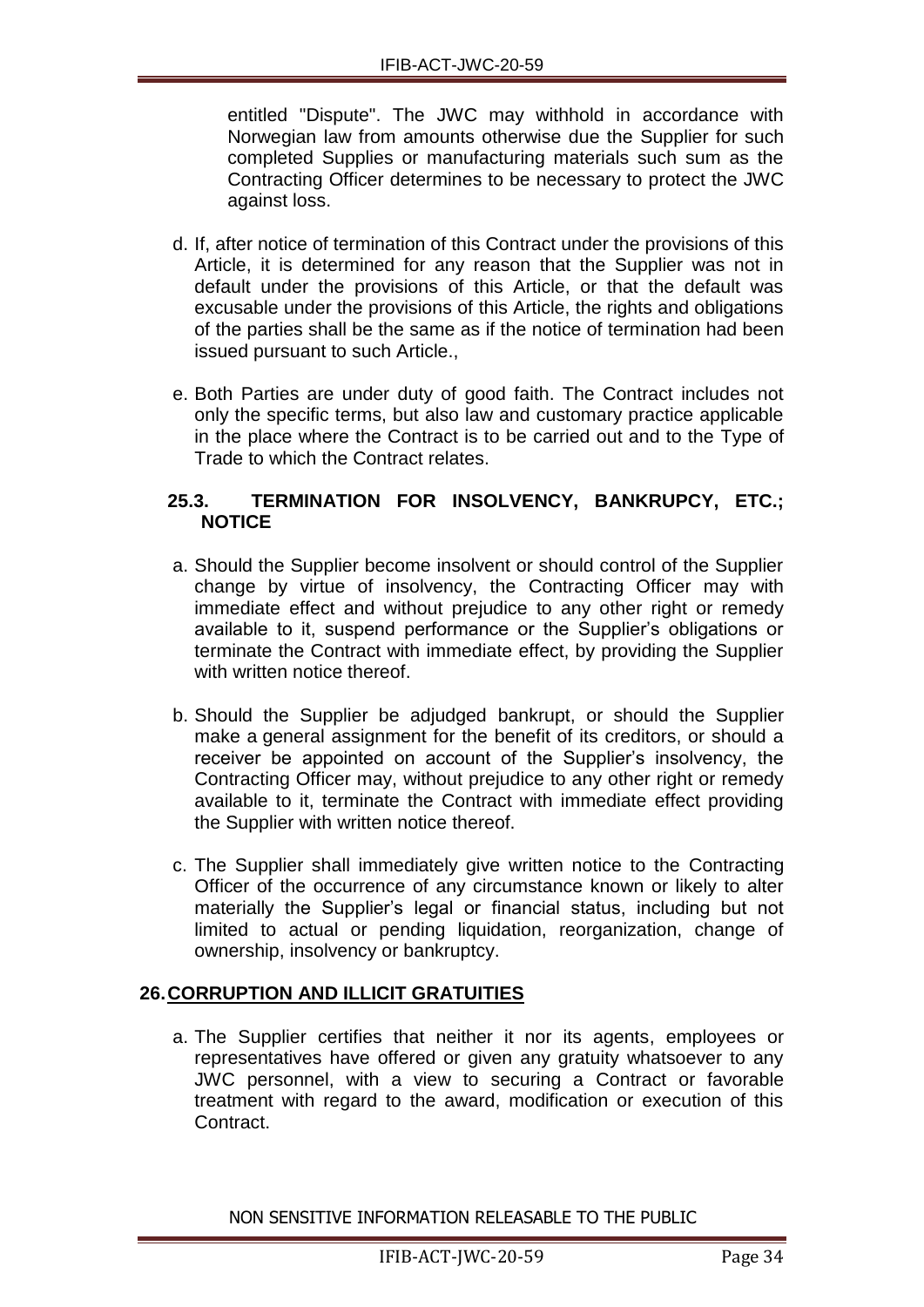entitled "Dispute". The JWC may withhold in accordance with Norwegian law from amounts otherwise due the Supplier for such completed Supplies or manufacturing materials such sum as the Contracting Officer determines to be necessary to protect the JWC against loss.

d. If, after notice of termination of this Contract under the provisions of this Article, it is determined for any reason that the Supplier was not in default under the provisions of this Article, or that the default was excusable under the provisions of this Article, the rights and obligations of the parties shall be the same as if the notice of termination had been issued pursuant to such Article.,

e. Both Parties are under duty of good faith. The Contract includes not only the specific terms, but also law and customary practice applicable in the place where the Contract is to be carried out and to the Type of Trade to which the Contract relates.

### 25.3. TERMINATION FOR INSOLVENCY, BANKRUPCY, ETC.; NOTICE

a. Should the Supplier become insolvent or should control of the Supplier change by virtue of insolvency, the Contracting Officer may with immediate effect and without prejudice to any other right or remedy available to it, suspend performance or the Supplier's obligations or terminate the Contract with immediate effect, by providing the Supplier with written notice thereof.

b. Should the Supplier be adjudged bankrupt, or should the Supplier make a general assignment for the benefit of its creditors, or should a receiver be appointed on account of the Supplier's insolvency, the Contracting Officer may, without prejudice to any other right or remedy available to it, terminate the Contract with immediate effect providing the Supplier with written notice thereof.

c. The Supplier shall immediately give written notice to the Contracting Officer of the occurrence of any circumstance known or likely to alter materially the Supplier's legal or financial status, including but not limited to actual or pending liquidation, reorganization, change of ownership, insolvency or bankruptcy.

## 26. CORRUPTION AND ILLICIT GRATUITIES

a. The Supplier certifies that neither it nor its agents, employees or representatives have offered or given any gratuity whatsoever to any JWC personnel, with a view to securing a Contract or favorable treatment with regard to the award, modification or execution of this Contract.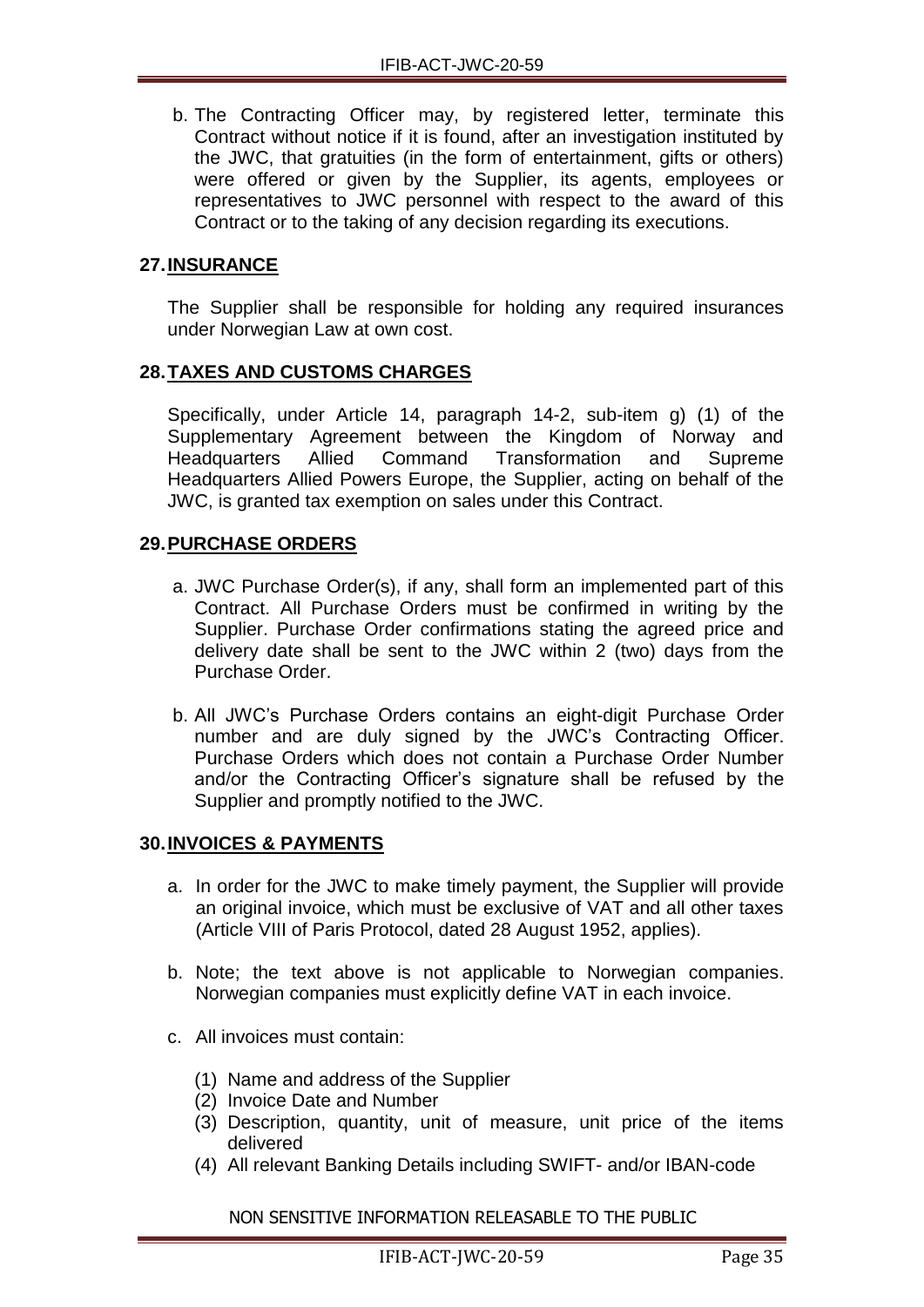b. The Contracting Officer may, by registered letter, terminate this Contract without notice if it is found, after an investigation instituted by the JWC, that gratuities (in the form of entertainment, gifts or others) were offered or given by the Supplier, its agents, employees or representatives to JWC personnel with respect to the award of this Contract or to the taking of any decision regarding its executions.

## 27. INSURANCE

The Supplier shall be responsible for holding any required insurances under Norwegian Law at own cost.

## 28. TAXES AND CUSTOMS CHARGES

Specifically, under Article 14, paragraph 14-2, sub-item g) (1) of the Supplementary Agreement between the Kingdom of Norway and Headquarters Allied Command Transformation and Supreme Headquarters Allied Powers Europe, the Supplier, acting on behalf of the JWC, is granted tax exemption on sales under this Contract.

## 29. PURCHASE ORDERS

a. JWC Purchase Order(s), if any, shall form an implemented part of this Contract. All Purchase Orders must be confirmed in writing by the Supplier. Purchase Order confirmations stating the agreed price and delivery date shall be sent to the JWC within 2 (two) days from the Purchase Order.

b. All JWC's Purchase Orders contains an eight-digit Purchase Order number and are duly signed by the JWC's Contracting Officer. Purchase Orders which does not contain a Purchase Order Number and/or the Contracting Officer's signature shall be refused by the Supplier and promptly notified to the JWC.

## 30. INVOICES & PAYMENTS

a. In order for the JWC to make timely payment, the Supplier will provide an original invoice, which must be exclusive of VAT and all other taxes (Article VIII of Paris Protocol, dated 28 August 1952, applies).

b. Note; the text above is not applicable to Norwegian companies. Norwegian companies must explicitly define VAT in each invoice.

c. All invoices must contain:

   (1) Name and address of the Supplier
   (2) Invoice Date and Number
   (3) Description, quantity, unit of measure, unit price of the items delivered
   (4) All relevant Banking Details including SWIFT- and/or IBAN-code

NON SENSITIVE INFORMATION RELEASABLE TO THE PUBLIC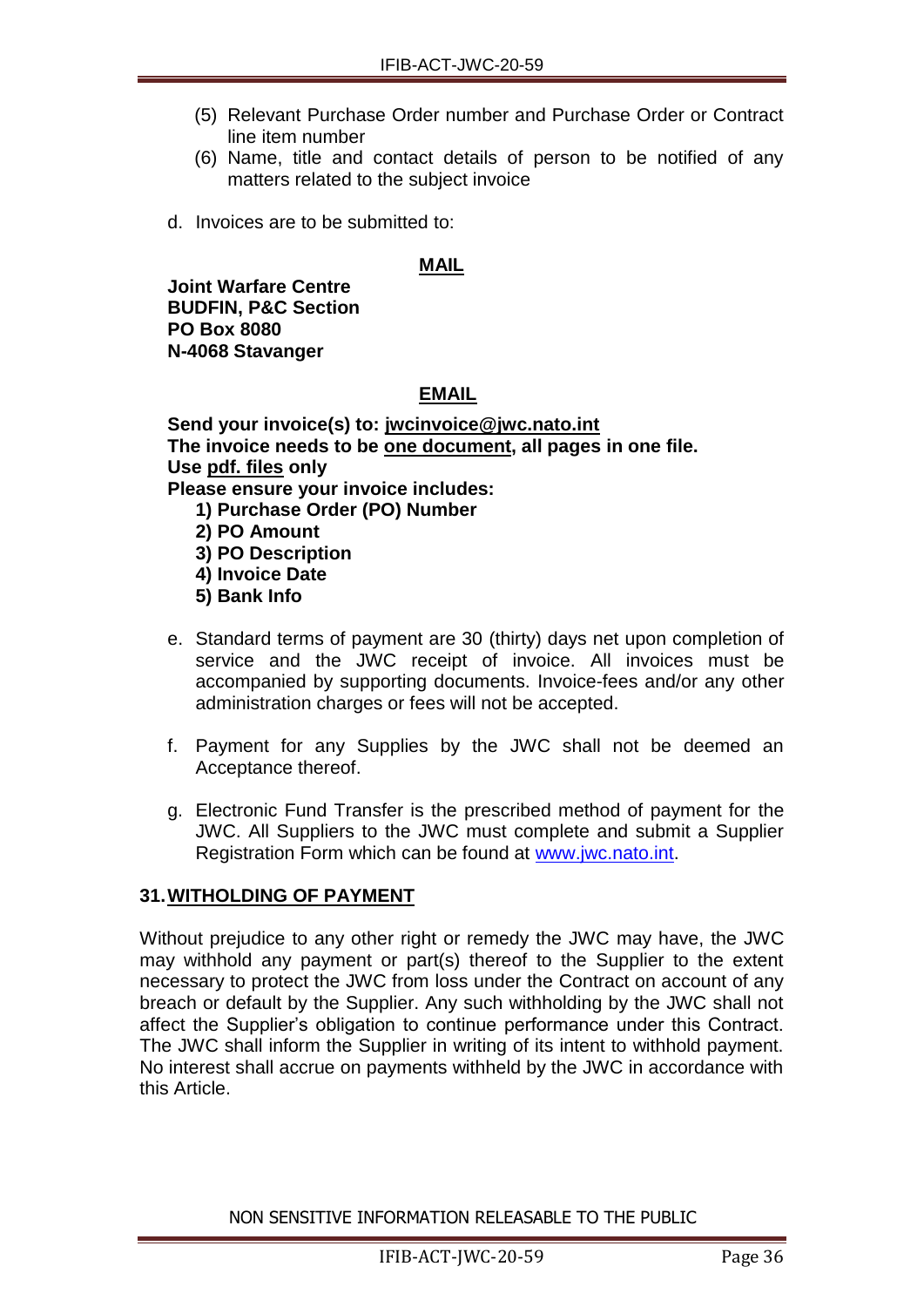(5) Relevant Purchase Order number and Purchase Order or Contract line item number

(6) Name, title and contact details of person to be notified of any matters related to the subject invoice

d. Invoices are to be submitted to:

**<u>MAIL</u>**

**Joint Warfare Centre**
**BUDFIN, P&C Section**
**PO Box 8080**
**N-4068 Stavanger**

**<u>EMAIL</u>**

**Send your invoice(s) to: <u>jwcinvoice@jwc.nato.int</u>**
**The invoice needs to be <u>one document</u>, all pages in one file.**
**Use <u>pdf. files</u> only**
**Please ensure your invoice includes:**

1) **Purchase Order (PO) Number**
2) **PO Amount**
3) **PO Description**
4) **Invoice Date**
5) **Bank Info**

e. Standard terms of payment are 30 (thirty) days net upon completion of service and the JWC receipt of invoice. All invoices must be accompanied by supporting documents. Invoice-fees and/or any other administration charges or fees will not be accepted.

f. Payment for any Supplies by the JWC shall not be deemed an Acceptance thereof.

g. Electronic Fund Transfer is the prescribed method of payment for the JWC. All Suppliers to the JWC must complete and submit a Supplier Registration Form which can be found at www.jwc.nato.int.

## 31. <u>WITHOLDING OF PAYMENT</u>

Without prejudice to any other right or remedy the JWC may have, the JWC may withhold any payment or part(s) thereof to the Supplier to the extent necessary to protect the JWC from loss under the Contract on account of any breach or default by the Supplier. Any such withholding by the JWC shall not affect the Supplier's obligation to continue performance under this Contract. The JWC shall inform the Supplier in writing of its intent to withhold payment. No interest shall accrue on payments withheld by the JWC in accordance with this Article.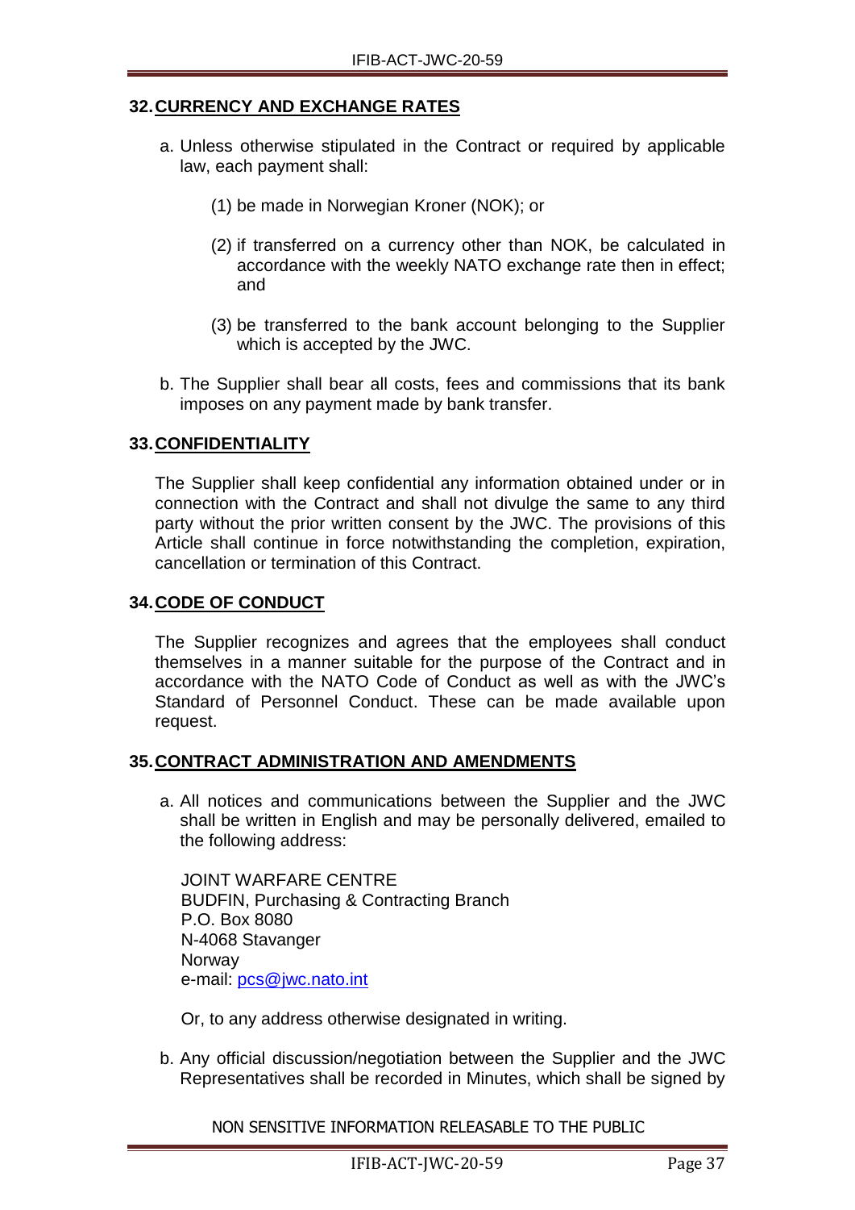## 32. CURRENCY AND EXCHANGE RATES

a. Unless otherwise stipulated in the Contract or required by applicable law, each payment shall:

   (1) be made in Norwegian Kroner (NOK); or

   (2) if transferred on a currency other than NOK, be calculated in accordance with the weekly NATO exchange rate then in effect; and

   (3) be transferred to the bank account belonging to the Supplier which is accepted by the JWC.

b. The Supplier shall bear all costs, fees and commissions that its bank imposes on any payment made by bank transfer.

## 33. CONFIDENTIALITY

The Supplier shall keep confidential any information obtained under or in connection with the Contract and shall not divulge the same to any third party without the prior written consent by the JWC. The provisions of this Article shall continue in force notwithstanding the completion, expiration, cancellation or termination of this Contract.

## 34. CODE OF CONDUCT

The Supplier recognizes and agrees that the employees shall conduct themselves in a manner suitable for the purpose of the Contract and in accordance with the NATO Code of Conduct as well as with the JWC's Standard of Personnel Conduct. These can be made available upon request.

## 35. CONTRACT ADMINISTRATION AND AMENDMENTS

a. All notices and communications between the Supplier and the JWC shall be written in English and may be personally delivered, emailed to the following address:

   JOINT WARFARE CENTRE
   BUDFIN, Purchasing & Contracting Branch
   P.O. Box 8080
   N-4068 Stavanger
   Norway
   e-mail: pcs@jwc.nato.int

   Or, to any address otherwise designated in writing.

b. Any official discussion/negotiation between the Supplier and the JWC Representatives shall be recorded in Minutes, which shall be signed by

NON SENSITIVE INFORMATION RELEASABLE TO THE PUBLIC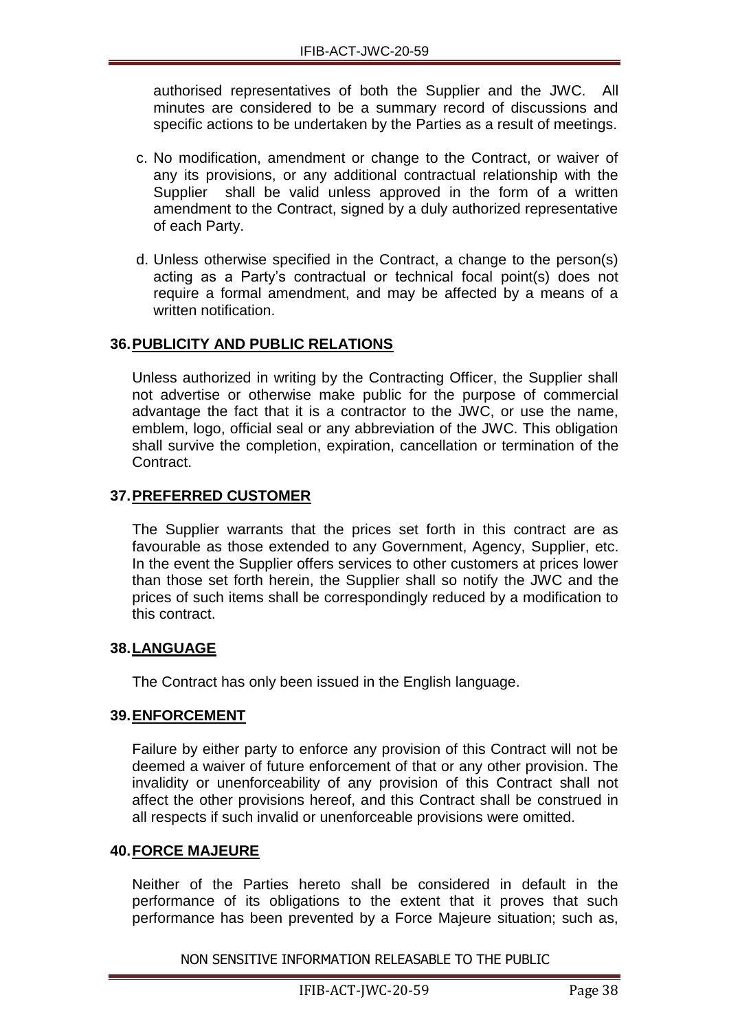authorised representatives of both the Supplier and the JWC. All minutes are considered to be a summary record of discussions and specific actions to be undertaken by the Parties as a result of meetings.

c. No modification, amendment or change to the Contract, or waiver of any its provisions, or any additional contractual relationship with the Supplier shall be valid unless approved in the form of a written amendment to the Contract, signed by a duly authorized representative of each Party.

d. Unless otherwise specified in the Contract, a change to the person(s) acting as a Party's contractual or technical focal point(s) does not require a formal amendment, and may be affected by a means of a written notification.

## 36. PUBLICITY AND PUBLIC RELATIONS

Unless authorized in writing by the Contracting Officer, the Supplier shall not advertise or otherwise make public for the purpose of commercial advantage the fact that it is a contractor to the JWC, or use the name, emblem, logo, official seal or any abbreviation of the JWC. This obligation shall survive the completion, expiration, cancellation or termination of the Contract.

## 37. PREFERRED CUSTOMER

The Supplier warrants that the prices set forth in this contract are as favourable as those extended to any Government, Agency, Supplier, etc. In the event the Supplier offers services to other customers at prices lower than those set forth herein, the Supplier shall so notify the JWC and the prices of such items shall be correspondingly reduced by a modification to this contract.

## 38. LANGUAGE

The Contract has only been issued in the English language.

## 39. ENFORCEMENT

Failure by either party to enforce any provision of this Contract will not be deemed a waiver of future enforcement of that or any other provision. The invalidity or unenforceability of any provision of this Contract shall not affect the other provisions hereof, and this Contract shall be construed in all respects if such invalid or unenforceable provisions were omitted.

## 40. FORCE MAJEURE

Neither of the Parties hereto shall be considered in default in the performance of its obligations to the extent that it proves that such performance has been prevented by a Force Majeure situation; such as,

NON SENSITIVE INFORMATION RELEASABLE TO THE PUBLIC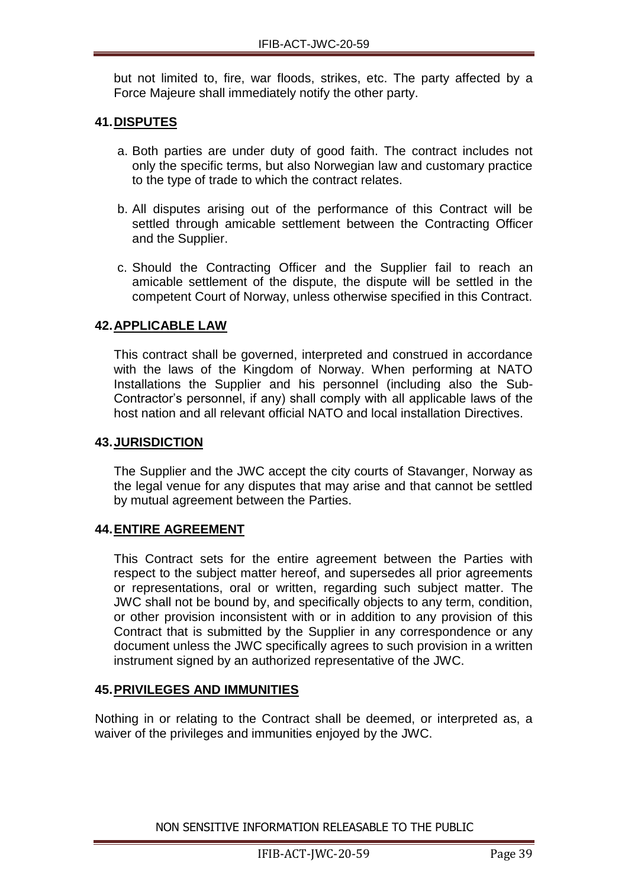but not limited to, fire, war floods, strikes, etc. The party affected by a Force Majeure shall immediately notify the other party.

## 41. DISPUTES

a. Both parties are under duty of good faith. The contract includes not only the specific terms, but also Norwegian law and customary practice to the type of trade to which the contract relates.

b. All disputes arising out of the performance of this Contract will be settled through amicable settlement between the Contracting Officer and the Supplier.

c. Should the Contracting Officer and the Supplier fail to reach an amicable settlement of the dispute, the dispute will be settled in the competent Court of Norway, unless otherwise specified in this Contract.

## 42. APPLICABLE LAW

This contract shall be governed, interpreted and construed in accordance with the laws of the Kingdom of Norway. When performing at NATO Installations the Supplier and his personnel (including also the Sub-Contractor's personnel, if any) shall comply with all applicable laws of the host nation and all relevant official NATO and local installation Directives.

## 43. JURISDICTION

The Supplier and the JWC accept the city courts of Stavanger, Norway as the legal venue for any disputes that may arise and that cannot be settled by mutual agreement between the Parties.

## 44. ENTIRE AGREEMENT

This Contract sets for the entire agreement between the Parties with respect to the subject matter hereof, and supersedes all prior agreements or representations, oral or written, regarding such subject matter. The JWC shall not be bound by, and specifically objects to any term, condition, or other provision inconsistent with or in addition to any provision of this Contract that is submitted by the Supplier in any correspondence or any document unless the JWC specifically agrees to such provision in a written instrument signed by an authorized representative of the JWC.

## 45. PRIVILEGES AND IMMUNITIES

Nothing in or relating to the Contract shall be deemed, or interpreted as, a waiver of the privileges and immunities enjoyed by the JWC.

NON SENSITIVE INFORMATION RELEASABLE TO THE PUBLIC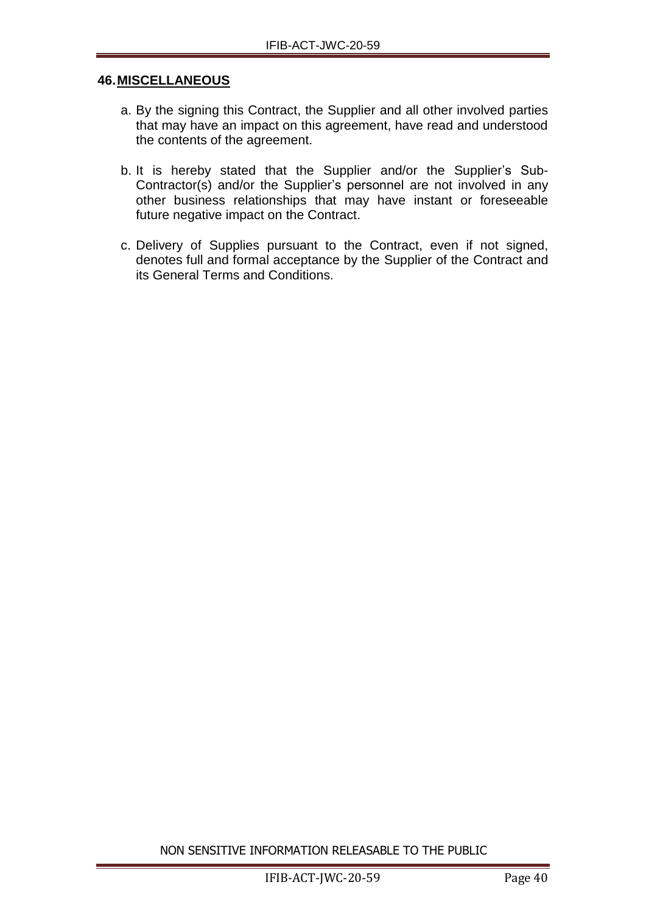## 46. MISCELLANEOUS

a. By the signing this Contract, the Supplier and all other involved parties that may have an impact on this agreement, have read and understood the contents of the agreement.

b. It is hereby stated that the Supplier and/or the Supplier's Sub-Contractor(s) and/or the Supplier's personnel are not involved in any other business relationships that may have instant or foreseeable future negative impact on the Contract.

c. Delivery of Supplies pursuant to the Contract, even if not signed, denotes full and formal acceptance by the Supplier of the Contract and its General Terms and Conditions.

NON SENSITIVE INFORMATION RELEASABLE TO THE PUBLIC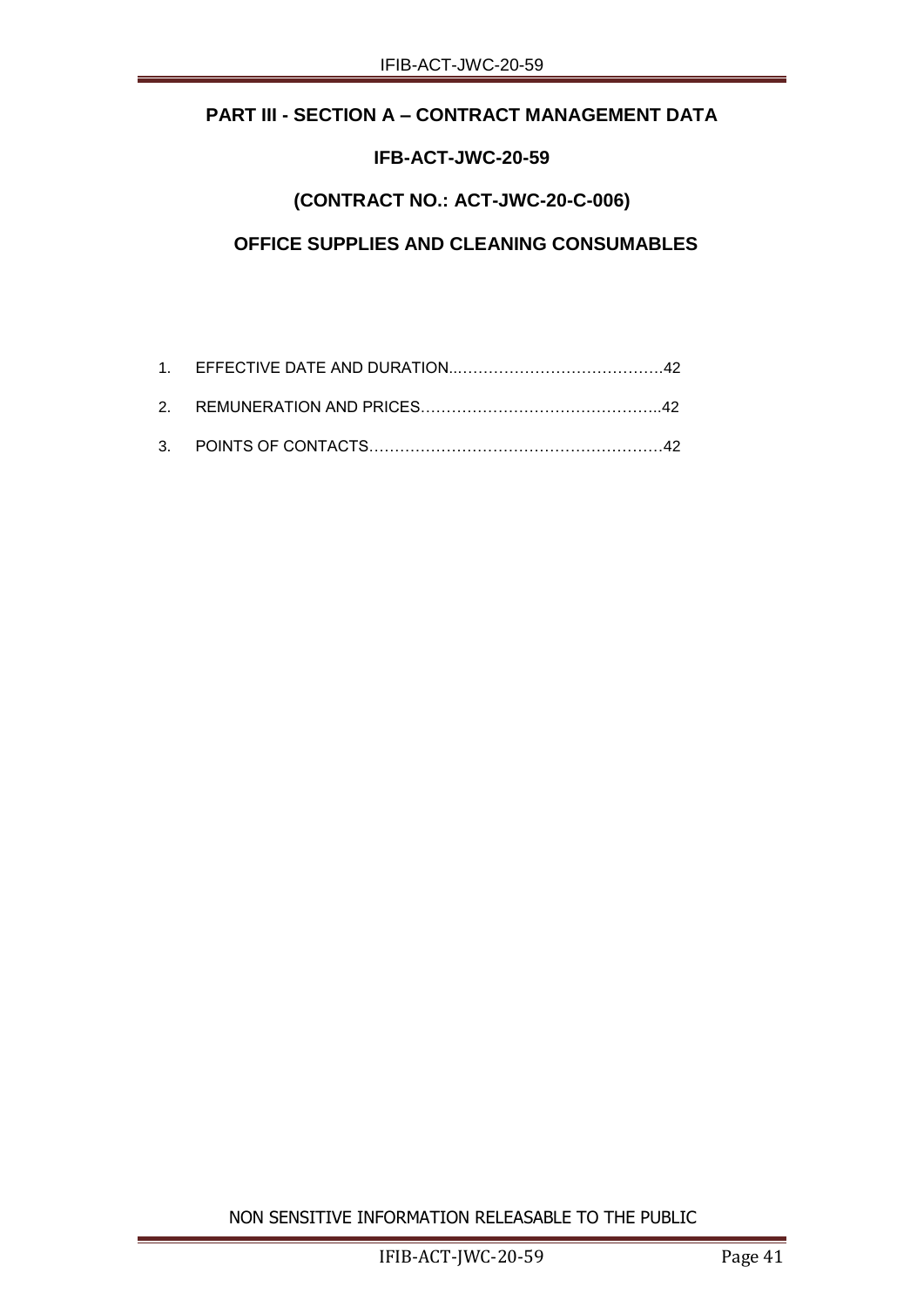## PART III - SECTION A – CONTRACT MANAGEMENT DATA

## IFB-ACT-JWC-20-59

## (CONTRACT NO.: ACT-JWC-20-C-006)

## OFFICE SUPPLIES AND CLEANING CONSUMABLES

1. EFFECTIVE DATE AND DURATION........................................42
2. REMUNERATION AND PRICES...............................................42
3. POINTS OF CONTACTS.........................................................42

NON SENSITIVE INFORMATION RELEASABLE TO THE PUBLIC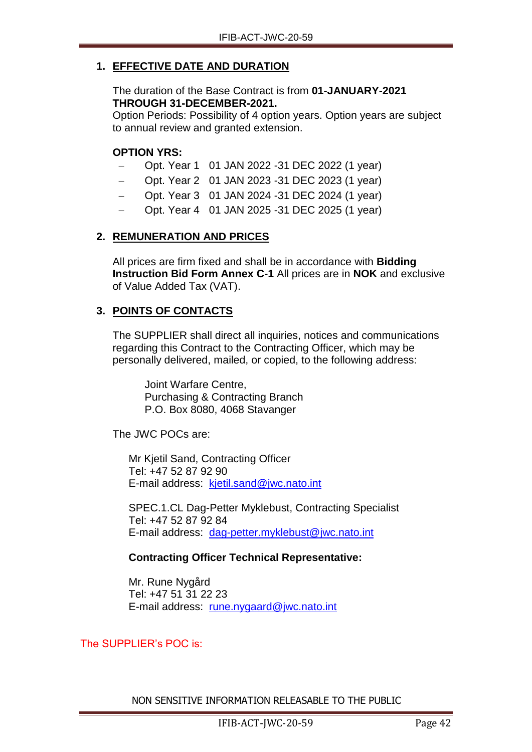## 1. EFFECTIVE DATE AND DURATION

The duration of the Base Contract is from **01-JANUARY-2021 THROUGH 31-DECEMBER-2021.**
Option Periods: Possibility of 4 option years. Option years are subject to annual review and granted extension.

**OPTION YRS:**

- Opt. Year 1 01 JAN 2022 -31 DEC 2022 (1 year)
- Opt. Year 2 01 JAN 2023 -31 DEC 2023 (1 year)
- Opt. Year 3 01 JAN 2024 -31 DEC 2024 (1 year)
- Opt. Year 4 01 JAN 2025 -31 DEC 2025 (1 year)

## 2. REMUNERATION AND PRICES

All prices are firm fixed and shall be in accordance with **Bidding Instruction Bid Form Annex C-1** All prices are in **NOK** and exclusive of Value Added Tax (VAT).

## 3. POINTS OF CONTACTS

The SUPPLIER shall direct all inquiries, notices and communications regarding this Contract to the Contracting Officer, which may be personally delivered, mailed, or copied, to the following address:

Joint Warfare Centre,
Purchasing & Contracting Branch
P.O. Box 8080, 4068 Stavanger

The JWC POCs are:

Mr Kjetil Sand, Contracting Officer
Tel: +47 52 87 92 90
E-mail address: kjetil.sand@jwc.nato.int

SPEC.1.CL Dag-Petter Myklebust, Contracting Specialist
Tel: +47 52 87 92 84
E-mail address: dag-petter.myklebust@jwc.nato.int

**Contracting Officer Technical Representative:**

Mr. Rune Nygård
Tel: +47 51 31 22 23
E-mail address: rune.nygaard@jwc.nato.int

The SUPPLIER's POC is:

NON SENSITIVE INFORMATION RELEASABLE TO THE PUBLIC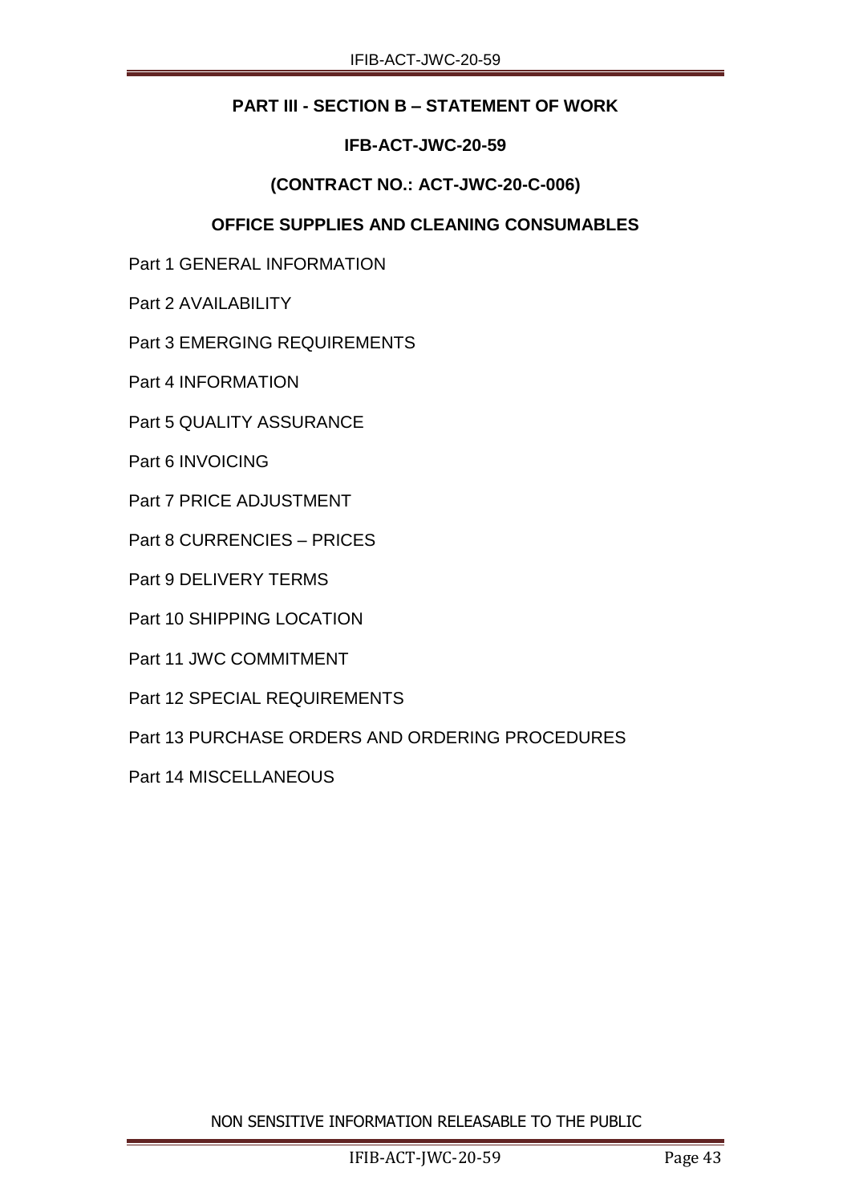# PART III - SECTION B – STATEMENT OF WORK

## IFB-ACT-JWC-20-59

## (CONTRACT NO.: ACT-JWC-20-C-006)

## OFFICE SUPPLIES AND CLEANING CONSUMABLES

Part 1 GENERAL INFORMATION

Part 2 AVAILABILITY

Part 3 EMERGING REQUIREMENTS

Part 4 INFORMATION

Part 5 QUALITY ASSURANCE

Part 6 INVOICING

Part 7 PRICE ADJUSTMENT

Part 8 CURRENCIES – PRICES

Part 9 DELIVERY TERMS

Part 10 SHIPPING LOCATION

Part 11 JWC COMMITMENT

Part 12 SPECIAL REQUIREMENTS

Part 13 PURCHASE ORDERS AND ORDERING PROCEDURES

Part 14 MISCELLANEOUS

NON SENSITIVE INFORMATION RELEASABLE TO THE PUBLIC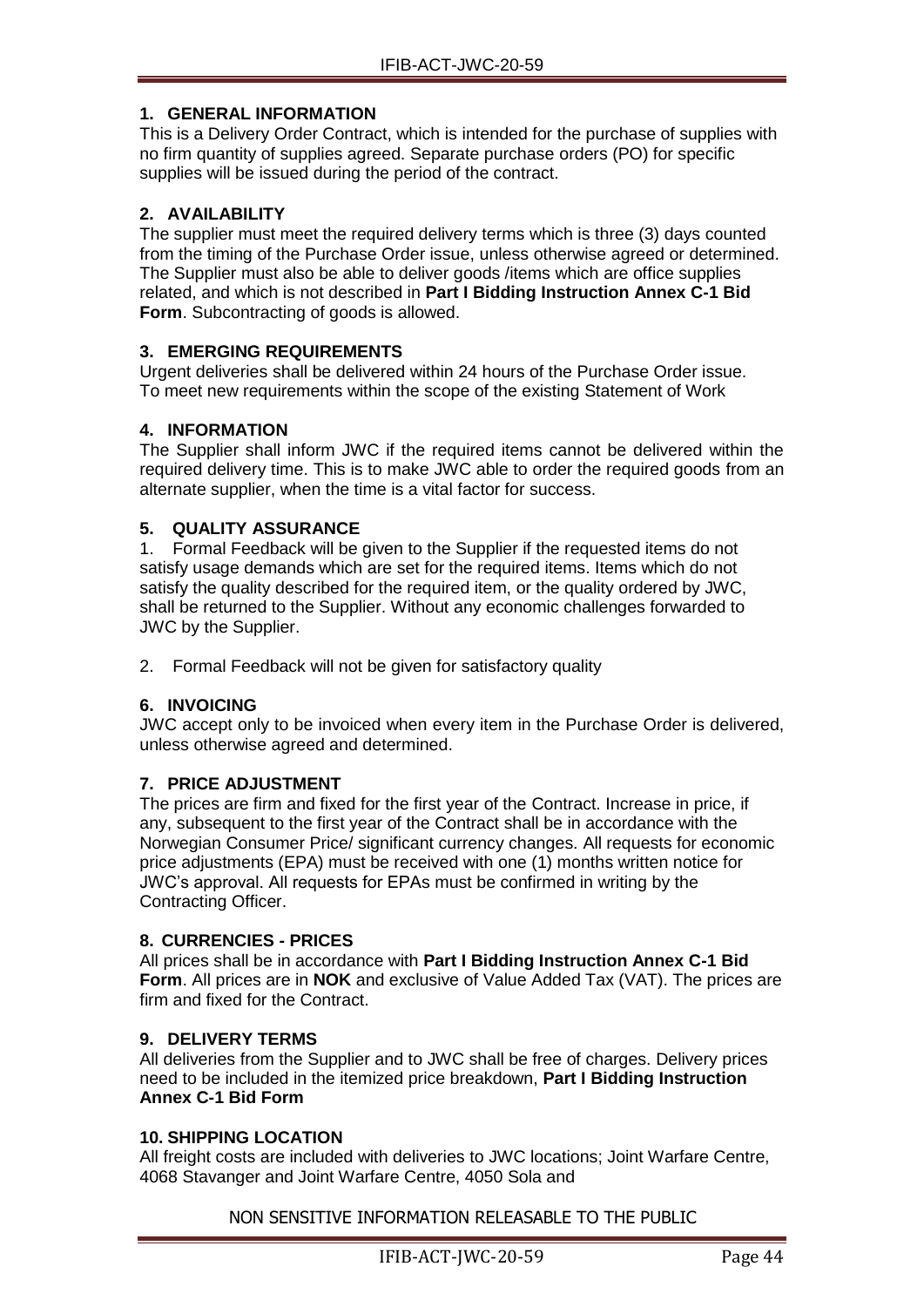## 1. GENERAL INFORMATION

This is a Delivery Order Contract, which is intended for the purchase of supplies with no firm quantity of supplies agreed. Separate purchase orders (PO) for specific supplies will be issued during the period of the contract.

## 2. AVAILABILITY

The supplier must meet the required delivery terms which is three (3) days counted from the timing of the Purchase Order issue, unless otherwise agreed or determined. The Supplier must also be able to deliver goods /items which are office supplies related, and which is not described in **Part I Bidding Instruction Annex C-1 Bid Form**. Subcontracting of goods is allowed.

## 3. EMERGING REQUIREMENTS

Urgent deliveries shall be delivered within 24 hours of the Purchase Order issue.
To meet new requirements within the scope of the existing Statement of Work

## 4. INFORMATION

The Supplier shall inform JWC if the required items cannot be delivered within the required delivery time. This is to make JWC able to order the required goods from an alternate supplier, when the time is a vital factor for success.

## 5. QUALITY ASSURANCE

1. Formal Feedback will be given to the Supplier if the requested items do not satisfy usage demands which are set for the required items. Items which do not satisfy the quality described for the required item, or the quality ordered by JWC, shall be returned to the Supplier. Without any economic challenges forwarded to JWC by the Supplier.

2. Formal Feedback will not be given for satisfactory quality

## 6. INVOICING

JWC accept only to be invoiced when every item in the Purchase Order is delivered, unless otherwise agreed and determined.

## 7. PRICE ADJUSTMENT

The prices are firm and fixed for the first year of the Contract. Increase in price, if any, subsequent to the first year of the Contract shall be in accordance with the Norwegian Consumer Price/ significant currency changes. All requests for economic price adjustments (EPA) must be received with one (1) months written notice for JWC's approval. All requests for EPAs must be confirmed in writing by the Contracting Officer.

## 8. CURRENCIES - PRICES

All prices shall be in accordance with **Part I Bidding Instruction Annex C-1 Bid Form**. All prices are in **NOK** and exclusive of Value Added Tax (VAT). The prices are firm and fixed for the Contract.

## 9. DELIVERY TERMS

All deliveries from the Supplier and to JWC shall be free of charges. Delivery prices need to be included in the itemized price breakdown, **Part I Bidding Instruction Annex C-1 Bid Form**

## 10. SHIPPING LOCATION

All freight costs are included with deliveries to JWC locations; Joint Warfare Centre, 4068 Stavanger and Joint Warfare Centre, 4050 Sola and

NON SENSITIVE INFORMATION RELEASABLE TO THE PUBLIC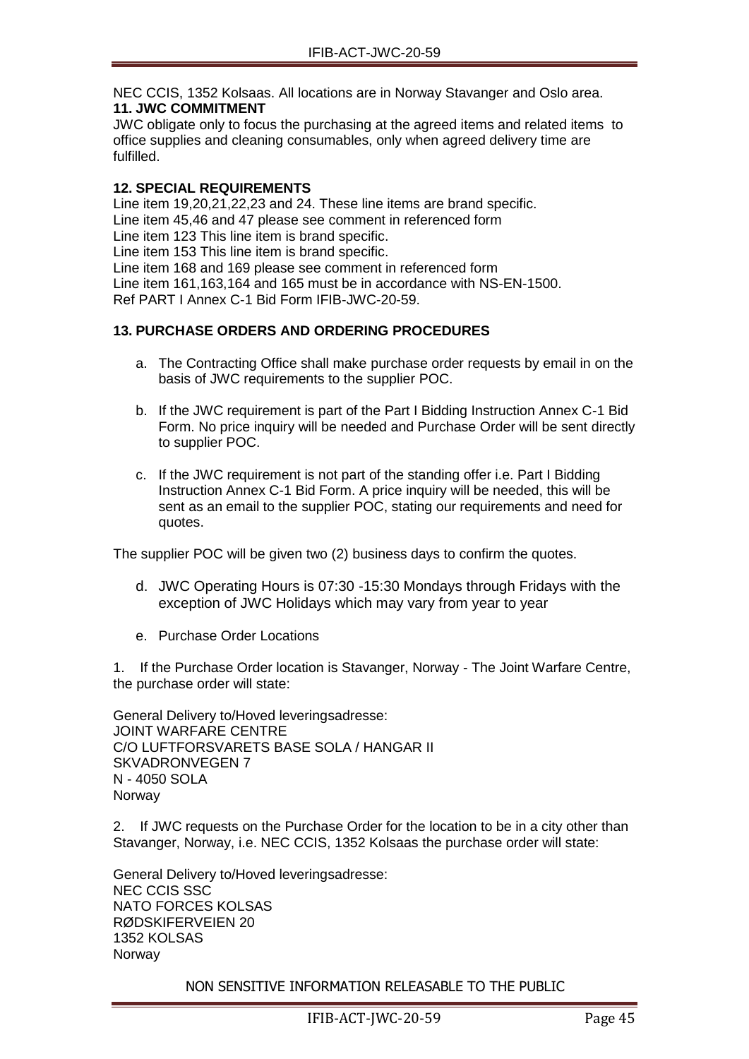NEC CCIS, 1352 Kolsaas. All locations are in Norway Stavanger and Oslo area.

**11. JWC COMMITMENT**

JWC obligate only to focus the purchasing at the agreed items and related items to office supplies and cleaning consumables, only when agreed delivery time are fulfilled.

**12. SPECIAL REQUIREMENTS**

Line item 19,20,21,22,23 and 24. These line items are brand specific.
Line item 45,46 and 47 please see comment in referenced form
Line item 123 This line item is brand specific.
Line item 153 This line item is brand specific.
Line item 168 and 169 please see comment in referenced form
Line item 161,163,164 and 165 must be in accordance with NS-EN-1500.
Ref PART I Annex C-1 Bid Form IFIB-JWC-20-59.

**13. PURCHASE ORDERS AND ORDERING PROCEDURES**

a. The Contracting Office shall make purchase order requests by email in on the basis of JWC requirements to the supplier POC.

b. If the JWC requirement is part of the Part I Bidding Instruction Annex C-1 Bid Form. No price inquiry will be needed and Purchase Order will be sent directly to supplier POC.

c. If the JWC requirement is not part of the standing offer i.e. Part I Bidding Instruction Annex C-1 Bid Form. A price inquiry will be needed, this will be sent as an email to the supplier POC, stating our requirements and need for quotes.

The supplier POC will be given two (2) business days to confirm the quotes.

d. JWC Operating Hours is 07:30 -15:30 Mondays through Fridays with the exception of JWC Holidays which may vary from year to year

e. Purchase Order Locations

1. If the Purchase Order location is Stavanger, Norway - The Joint Warfare Centre, the purchase order will state:

General Delivery to/Hoved leveringsadresse:
JOINT WARFARE CENTRE
C/O LUFTFORSVARETS BASE SOLA / HANGAR II
SKVADRONVEGEN 7
N - 4050 SOLA
Norway

2. If JWC requests on the Purchase Order for the location to be in a city other than Stavanger, Norway, i.e. NEC CCIS, 1352 Kolsaas the purchase order will state:

General Delivery to/Hoved leveringsadresse:
NEC CCIS SSC
NATO FORCES KOLSAS
RØDSKIFERVEIEN 20
1352 KOLSAS
Norway

NON SENSITIVE INFORMATION RELEASABLE TO THE PUBLIC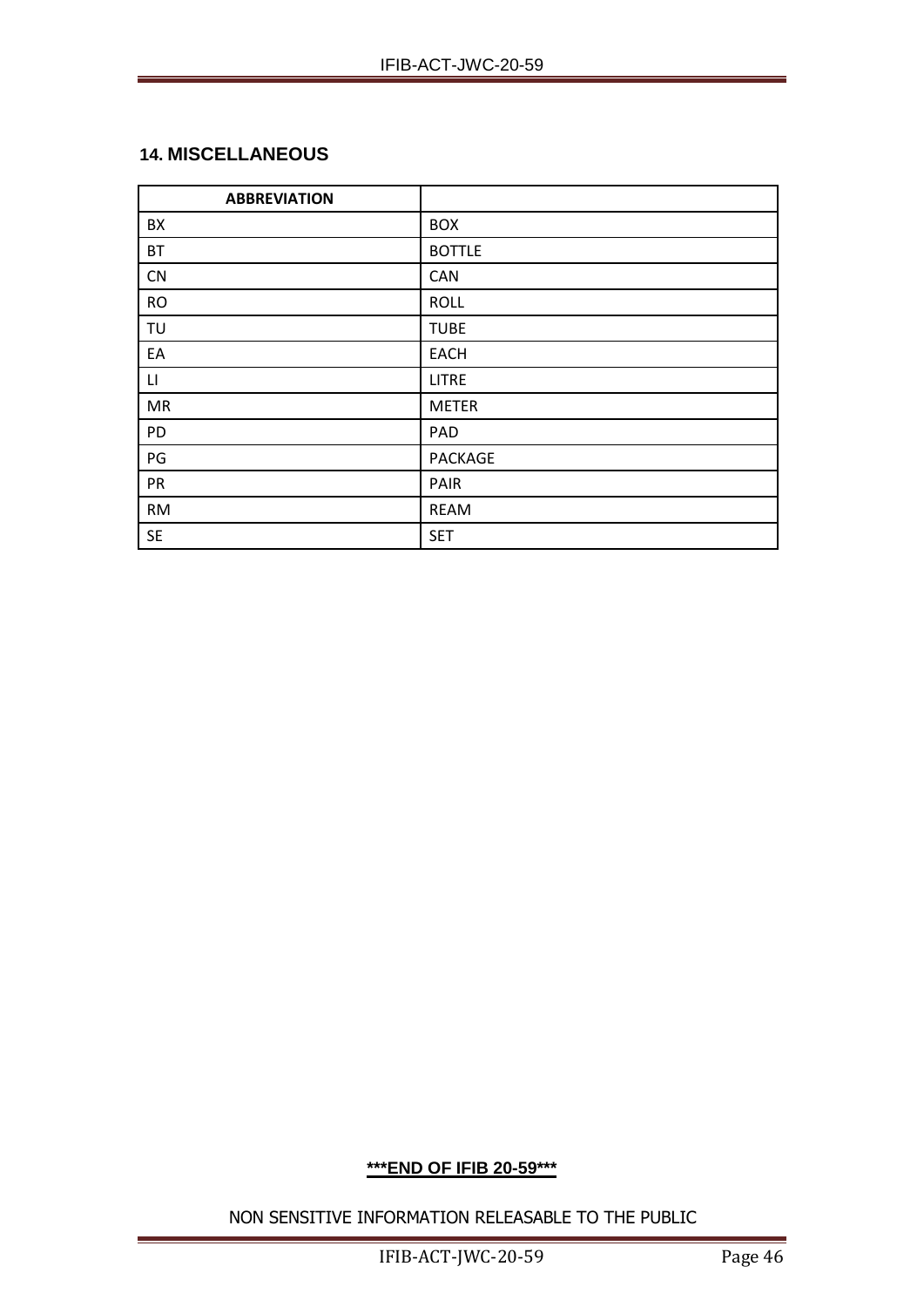## 14. MISCELLANEOUS

| ABBREVIATION | |
|---|---|
| BX | BOX |
| BT | BOTTLE |
| CN | CAN |
| RO | ROLL |
| TU | TUBE |
| EA | EACH |
| LI | LITRE |
| MR | METER |
| PD | PAD |
| PG | PACKAGE |
| PR | PAIR |
| RM | REAM |
| SE | SET |

**\*\*\*END OF IFIB 20-59\*\*\***

NON SENSITIVE INFORMATION RELEASABLE TO THE PUBLIC